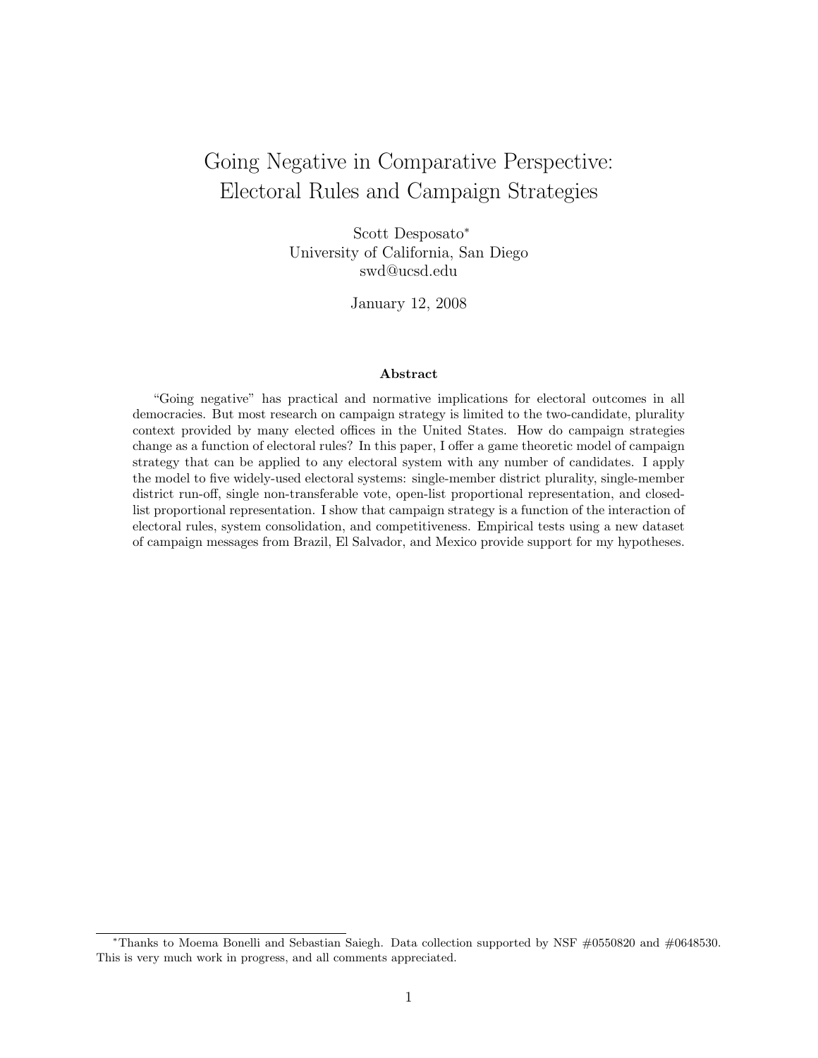# Going Negative in Comparative Perspective: Electoral Rules and Campaign Strategies

Scott Desposato*
University of California, San Diego
swd@ucsd.edu

January 12, 2008

### Abstract

"Going negative" has practical and normative implications for electoral outcomes in all democracies. But most research on campaign strategy is limited to the two-candidate, plurality context provided by many elected offices in the United States. How do campaign strategies change as a function of electoral rules? In this paper, I offer a game theoretic model of campaign strategy that can be applied to any electoral system with any number of candidates. I apply the model to five widely-used electoral systems: single-member district plurality, single-member district run-off, single non-transferable vote, open-list proportional representation, and closed-list proportional representation. I show that campaign strategy is a function of the interaction of electoral rules, system consolidation, and competitiveness. Empirical tests using a new dataset of campaign messages from Brazil, El Salvador, and Mexico provide support for my hypotheses.

---

*Thanks to Moema Bonelli and Sebastian Saiegh. Data collection supported by NSF #0550820 and #0648530. This is very much work in progress, and all comments appreciated.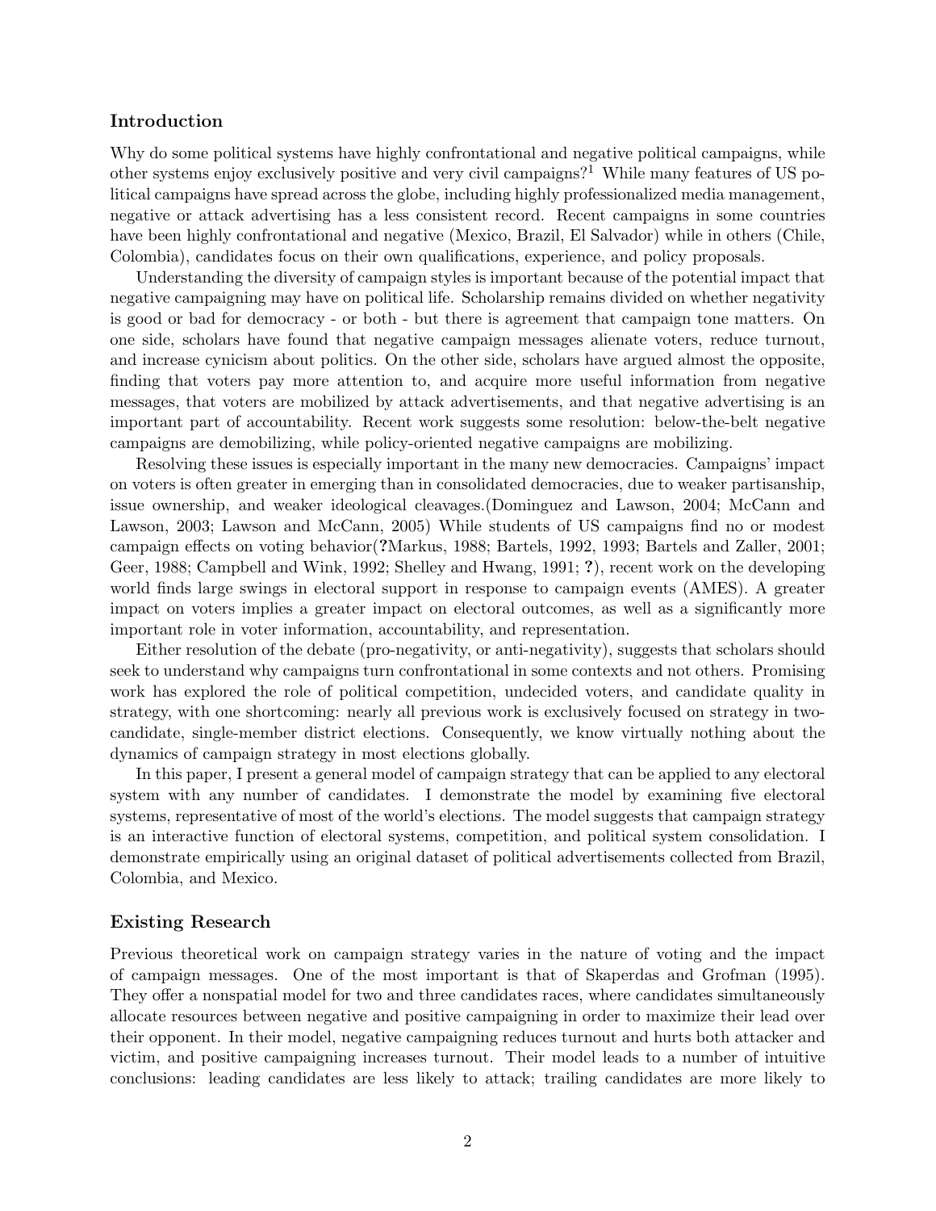## Introduction

Why do some political systems have highly confrontational and negative political campaigns, while other systems enjoy exclusively positive and very civil campaigns?[1] While many features of US political campaigns have spread across the globe, including highly professionalized media management, negative or attack advertising has a less consistent record. Recent campaigns in some countries have been highly confrontational and negative (Mexico, Brazil, El Salvador) while in others (Chile, Colombia), candidates focus on their own qualifications, experience, and policy proposals.

Understanding the diversity of campaign styles is important because of the potential impact that negative campaigning may have on political life. Scholarship remains divided on whether negativity is good or bad for democracy - or both - but there is agreement that campaign tone matters. On one side, scholars have found that negative campaign messages alienate voters, reduce turnout, and increase cynicism about politics. On the other side, scholars have argued almost the opposite, finding that voters pay more attention to, and acquire more useful information from negative messages, that voters are mobilized by attack advertisements, and that negative advertising is an important part of accountability. Recent work suggests some resolution: below-the-belt negative campaigns are demobilizing, while policy-oriented negative campaigns are mobilizing.

Resolving these issues is especially important in the many new democracies. Campaigns' impact on voters is often greater in emerging than in consolidated democracies, due to weaker partisanship, issue ownership, and weaker ideological cleavages.(Dominguez and Lawson, 2004; McCann and Lawson, 2003; Lawson and McCann, 2005) While students of US campaigns find no or modest campaign effects on voting behavior(**?**Markus, 1988; Bartels, 1992, 1993; Bartels and Zaller, 2001; Geer, 1988; Campbell and Wink, 1992; Shelley and Hwang, 1991; **?**), recent work on the developing world finds large swings in electoral support in response to campaign events (AMES). A greater impact on voters implies a greater impact on electoral outcomes, as well as a significantly more important role in voter information, accountability, and representation.

Either resolution of the debate (pro-negativity, or anti-negativity), suggests that scholars should seek to understand why campaigns turn confrontational in some contexts and not others. Promising work has explored the role of political competition, undecided voters, and candidate quality in strategy, with one shortcoming: nearly all previous work is exclusively focused on strategy in two-candidate, single-member district elections. Consequently, we know virtually nothing about the dynamics of campaign strategy in most elections globally.

In this paper, I present a general model of campaign strategy that can be applied to any electoral system with any number of candidates. I demonstrate the model by examining five electoral systems, representative of most of the world's elections. The model suggests that campaign strategy is an interactive function of electoral systems, competition, and political system consolidation. I demonstrate empirically using an original dataset of political advertisements collected from Brazil, Colombia, and Mexico.

## Existing Research

Previous theoretical work on campaign strategy varies in the nature of voting and the impact of campaign messages. One of the most important is that of Skaperdas and Grofman (1995). They offer a nonspatial model for two and three candidates races, where candidates simultaneously allocate resources between negative and positive campaigning in order to maximize their lead over their opponent. In their model, negative campaigning reduces turnout and hurts both attacker and victim, and positive campaigning increases turnout. Their model leads to a number of intuitive conclusions: leading candidates are less likely to attack; trailing candidates are more likely to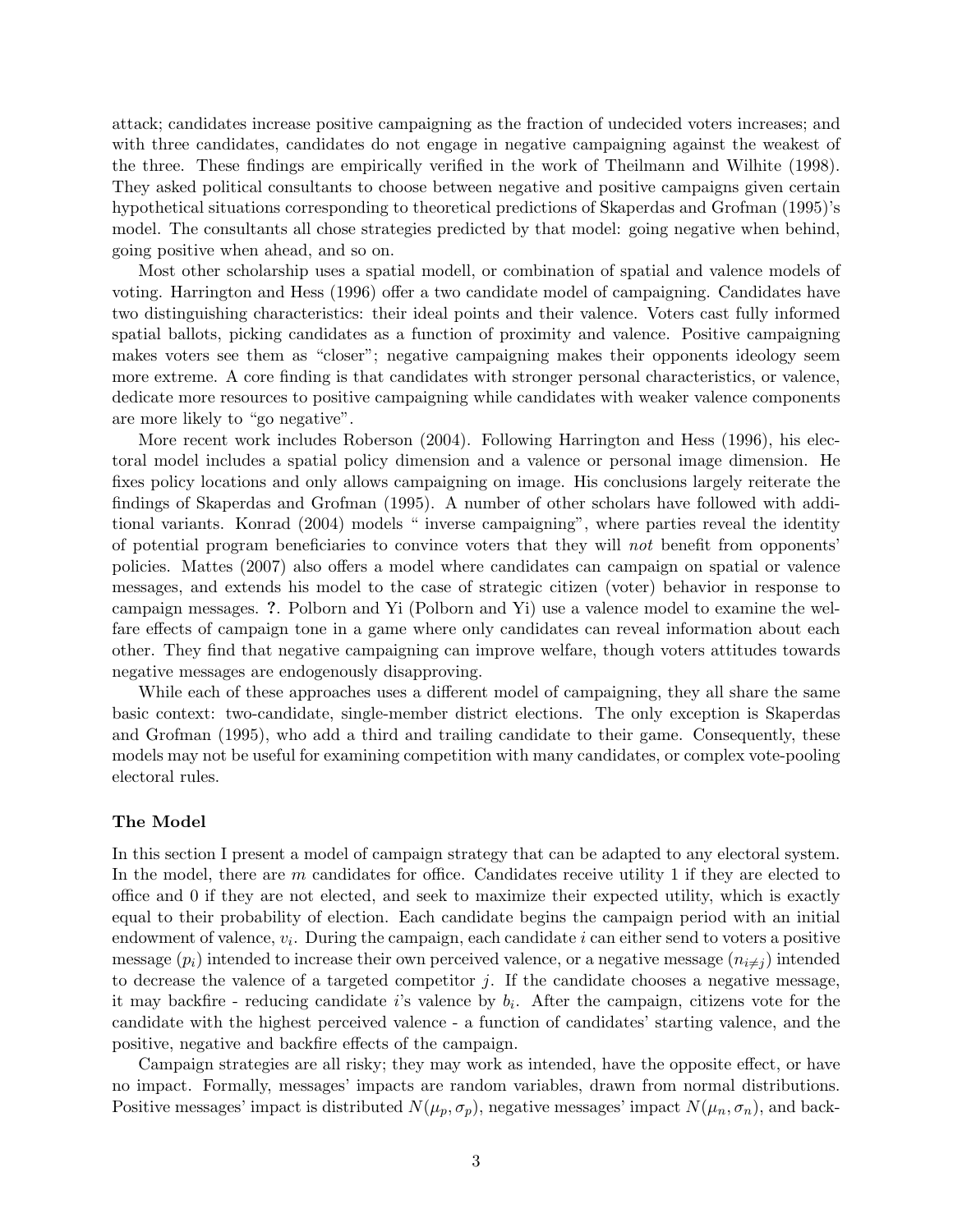attack; candidates increase positive campaigning as the fraction of undecided voters increases; and with three candidates, candidates do not engage in negative campaigning against the weakest of the three. These findings are empirically verified in the work of Theilmann and Wilhite (1998). They asked political consultants to choose between negative and positive campaigns given certain hypothetical situations corresponding to theoretical predictions of Skaperdas and Grofman (1995)'s model. The consultants all chose strategies predicted by that model: going negative when behind, going positive when ahead, and so on.

Most other scholarship uses a spatial modell, or combination of spatial and valence models of voting. Harrington and Hess (1996) offer a two candidate model of campaigning. Candidates have two distinguishing characteristics: their ideal points and their valence. Voters cast fully informed spatial ballots, picking candidates as a function of proximity and valence. Positive campaigning makes voters see them as "closer"; negative campaigning makes their opponents ideology seem more extreme. A core finding is that candidates with stronger personal characteristics, or valence, dedicate more resources to positive campaigning while candidates with weaker valence components are more likely to "go negative".

More recent work includes Roberson (2004). Following Harrington and Hess (1996), his electoral model includes a spatial policy dimension and a valence or personal image dimension. He fixes policy locations and only allows campaigning on image. His conclusions largely reiterate the findings of Skaperdas and Grofman (1995). A number of other scholars have followed with additional variants. Konrad (2004) models " inverse campaigning", where parties reveal the identity of potential program beneficiaries to convince voters that they will *not* benefit from opponents' policies. Mattes (2007) also offers a model where candidates can campaign on spatial or valence messages, and extends his model to the case of strategic citizen (voter) behavior in response to campaign messages. **?**. Polborn and Yi (Polborn and Yi) use a valence model to examine the welfare effects of campaign tone in a game where only candidates can reveal information about each other. They find that negative campaigning can improve welfare, though voters attitudes towards negative messages are endogenously disapproving.

While each of these approaches uses a different model of campaigning, they all share the same basic context: two-candidate, single-member district elections. The only exception is Skaperdas and Grofman (1995), who add a third and trailing candidate to their game. Consequently, these models may not be useful for examining competition with many candidates, or complex vote-pooling electoral rules.

### The Model

In this section I present a model of campaign strategy that can be adapted to any electoral system. In the model, there are $m$ candidates for office. Candidates receive utility 1 if they are elected to office and 0 if they are not elected, and seek to maximize their expected utility, which is exactly equal to their probability of election. Each candidate begins the campaign period with an initial endowment of valence, $v_i$. During the campaign, each candidate $i$ can either send to voters a positive message ($p_i$) intended to increase their own perceived valence, or a negative message ($n_{i \neq j}$) intended to decrease the valence of a targeted competitor $j$. If the candidate chooses a negative message, it may backfire - reducing candidate $i$'s valence by $b_i$. After the campaign, citizens vote for the candidate with the highest perceived valence - a function of candidates' starting valence, and the positive, negative and backfire effects of the campaign.

Campaign strategies are all risky; they may work as intended, have the opposite effect, or have no impact. Formally, messages' impacts are random variables, drawn from normal distributions. Positive messages' impact is distributed $N(\mu_p, \sigma_p)$, negative messages' impact $N(\mu_n, \sigma_n)$, and back-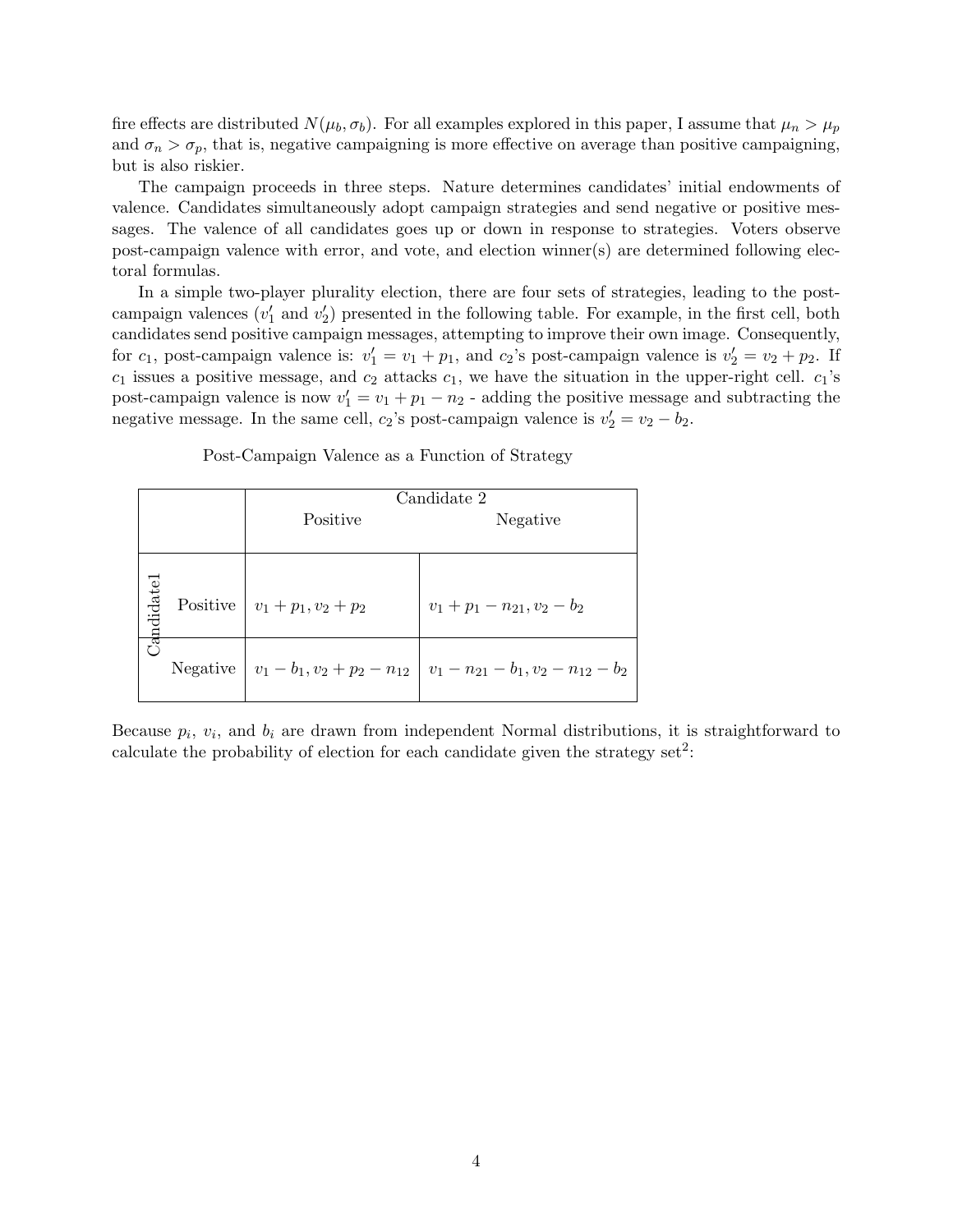fire effects are distributed $N(\mu_b, \sigma_b)$. For all examples explored in this paper, I assume that $\mu_n > \mu_p$ and $\sigma_n > \sigma_p$, that is, negative campaigning is more effective on average than positive campaigning, but is also riskier.

The campaign proceeds in three steps. Nature determines candidates' initial endowments of valence. Candidates simultaneously adopt campaign strategies and send negative or positive messages. The valence of all candidates goes up or down in response to strategies. Voters observe post-campaign valence with error, and vote, and election winner(s) are determined following electoral formulas.

In a simple two-player plurality election, there are four sets of strategies, leading to the post-campaign valences ($v_1'$ and $v_2'$) presented in the following table. For example, in the first cell, both candidates send positive campaign messages, attempting to improve their own image. Consequently, for $c_1$, post-campaign valence is: $v_1' = v_1 + p_1$, and $c_2$'s post-campaign valence is $v_2' = v_2 + p_2$. If $c_1$ issues a positive message, and $c_2$ attacks $c_1$, we have the situation in the upper-right cell. $c_1$'s post-campaign valence is now $v_1' = v_1 + p_1 - n_2$ - adding the positive message and subtracting the negative message. In the same cell, $c_2$'s post-campaign valence is $v_2' = v_2 - b_2$.

Post-Campaign Valence as a Function of Strategy

| | | Candidate 2 | |
|---|---|---|---|
| | | Positive | Negative |
| Candidate1 | Positive | $v_1 + p_1, v_2 + p_2$ | $v_1 + p_1 - n_{21}, v_2 - b_2$ |
| | Negative | $v_1 - b_1, v_2 + p_2 - n_{12}$ | $v_1 - n_{21} - b_1, v_2 - n_{12} - b_2$ |

Because $p_i$, $v_i$, and $b_i$ are drawn from independent Normal distributions, it is straightforward to calculate the probability of election for each candidate given the strategy set[2]: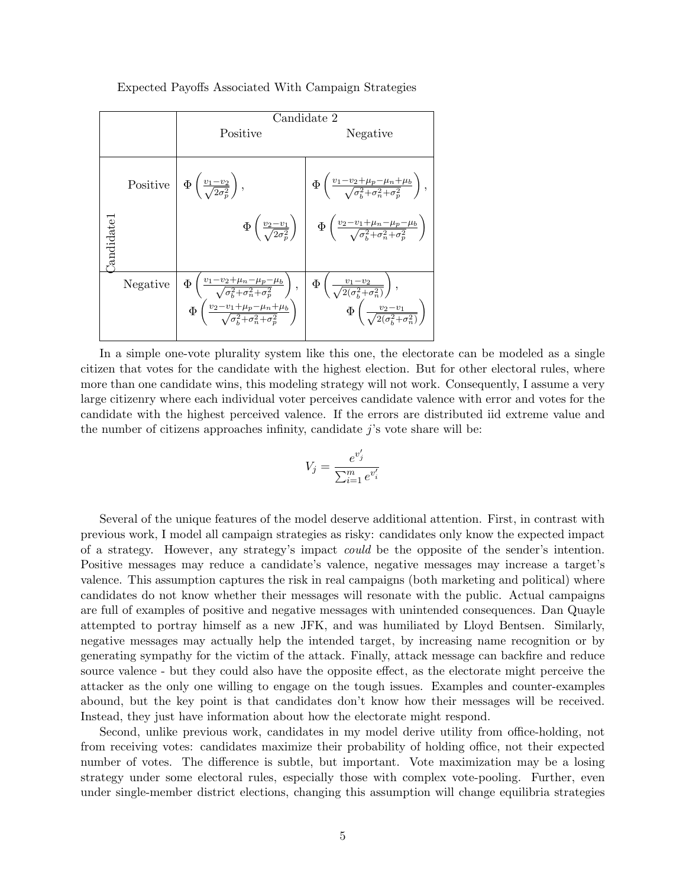Expected Payoffs Associated With Campaign Strategies

| | | Candidate 2 | |
|---|---|---|---|
| | | Positive | Negative |
| Candidate1 | Positive | $\Phi\left(\frac{v_1-v_2}{\sqrt{2\sigma_p^2}}\right)$, $\Phi\left(\frac{v_2-v_1}{\sqrt{2\sigma_p^2}}\right)$ | $\Phi\left(\frac{v_1-v_2+\mu_p-\mu_n+\mu_b}{\sqrt{\sigma_b^2+\sigma_n^2+\sigma_p^2}}\right)$, $\Phi\left(\frac{v_2-v_1+\mu_n-\mu_p-\mu_b}{\sqrt{\sigma_b^2+\sigma_n^2+\sigma_p^2}}\right)$ |
| | Negative | $\Phi\left(\frac{v_1-v_2+\mu_n-\mu_p-\mu_b}{\sqrt{\sigma_b^2+\sigma_n^2+\sigma_p^2}}\right)$, $\Phi\left(\frac{v_2-v_1+\mu_p-\mu_n+\mu_b}{\sqrt{\sigma_b^2+\sigma_n^2+\sigma_p^2}}\right)$ | $\Phi\left(\frac{v_1-v_2}{\sqrt{2(\sigma_b^2+\sigma_n^2)}}\right)$, $\Phi\left(\frac{v_2-v_1}{\sqrt{2(\sigma_b^2+\sigma_n^2)}}\right)$ |

In a simple one-vote plurality system like this one, the electorate can be modeled as a single citizen that votes for the candidate with the highest election. But for other electoral rules, where more than one candidate wins, this modeling strategy will not work. Consequently, I assume a very large citizenry where each individual voter perceives candidate valence with error and votes for the candidate with the highest perceived valence. If the errors are distributed iid extreme value and the number of citizens approaches infinity, candidate $j$'s vote share will be:

$$V_j = \frac{e^{v_j'}}{\sum_{i=1}^{m} e^{v_i'}}$$

Several of the unique features of the model deserve additional attention. First, in contrast with previous work, I model all campaign strategies as risky: candidates only know the expected impact of a strategy. However, any strategy's impact *could* be the opposite of the sender's intention. Positive messages may reduce a candidate's valence, negative messages may increase a target's valence. This assumption captures the risk in real campaigns (both marketing and political) where candidates do not know whether their messages will resonate with the public. Actual campaigns are full of examples of positive and negative messages with unintended consequences. Dan Quayle attempted to portray himself as a new JFK, and was humiliated by Lloyd Bentsen. Similarly, negative messages may actually help the intended target, by increasing name recognition or by generating sympathy for the victim of the attack. Finally, attack message can backfire and reduce source valence - but they could also have the opposite effect, as the electorate might perceive the attacker as the only one willing to engage on the tough issues. Examples and counter-examples abound, but the key point is that candidates don't know how their messages will be received. Instead, they just have information about how the electorate might respond.

Second, unlike previous work, candidates in my model derive utility from office-holding, not from receiving votes: candidates maximize their probability of holding office, not their expected number of votes. The difference is subtle, but important. Vote maximization may be a losing strategy under some electoral rules, especially those with complex vote-pooling. Further, even under single-member district elections, changing this assumption will change equilibria strategies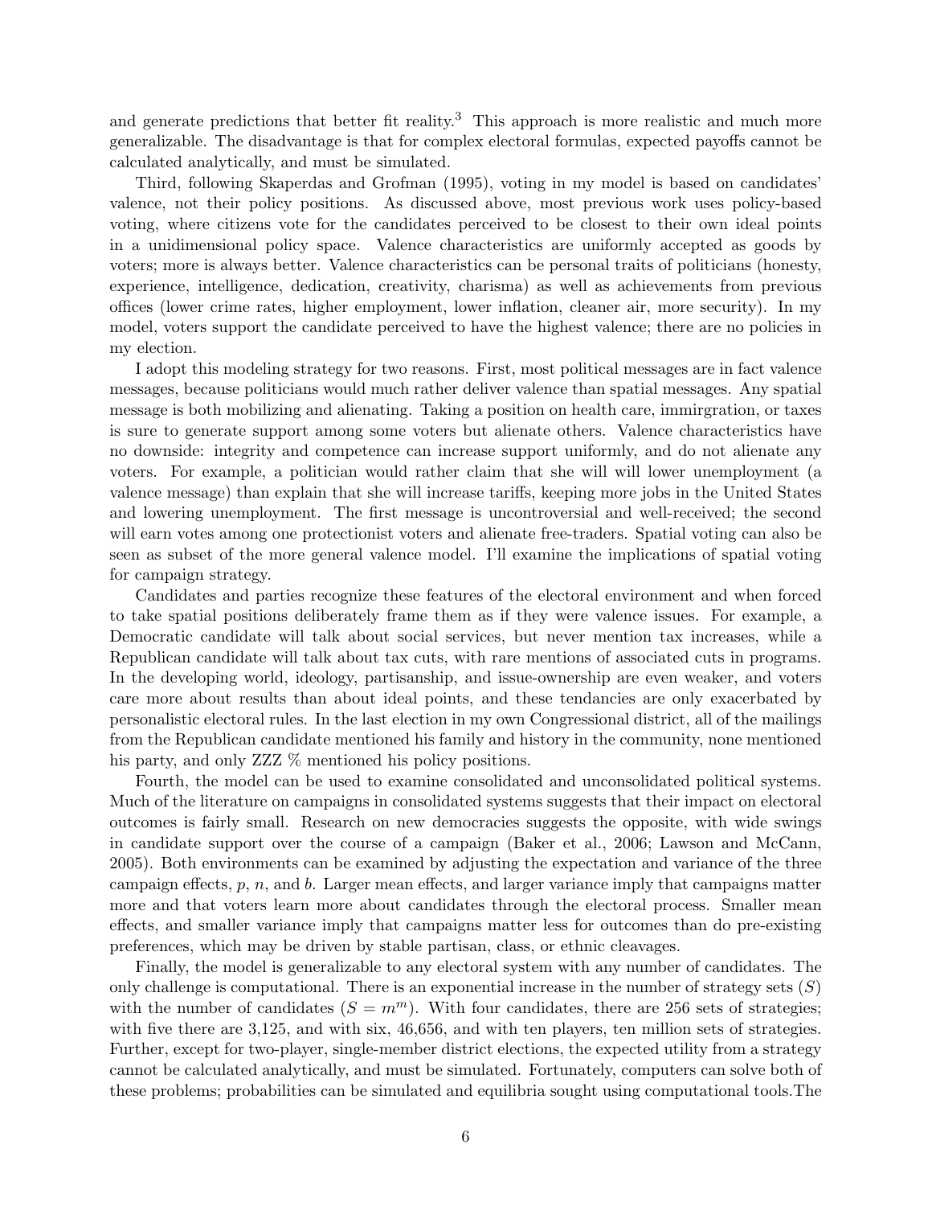and generate predictions that better fit reality.[3] This approach is more realistic and much more generalizable. The disadvantage is that for complex electoral formulas, expected payoffs cannot be calculated analytically, and must be simulated.

Third, following Skaperdas and Grofman (1995), voting in my model is based on candidates' valence, not their policy positions. As discussed above, most previous work uses policy-based voting, where citizens vote for the candidates perceived to be closest to their own ideal points in a unidimensional policy space. Valence characteristics are uniformly accepted as goods by voters; more is always better. Valence characteristics can be personal traits of politicians (honesty, experience, intelligence, dedication, creativity, charisma) as well as achievements from previous offices (lower crime rates, higher employment, lower inflation, cleaner air, more security). In my model, voters support the candidate perceived to have the highest valence; there are no policies in my election.

I adopt this modeling strategy for two reasons. First, most political messages are in fact valence messages, because politicians would much rather deliver valence than spatial messages. Any spatial message is both mobilizing and alienating. Taking a position on health care, immigration, or taxes is sure to generate support among some voters but alienate others. Valence characteristics have no downside: integrity and competence can increase support uniformly, and do not alienate any voters. For example, a politician would rather claim that she will will lower unemployment (a valence message) than explain that she will increase tariffs, keeping more jobs in the United States and lowering unemployment. The first message is uncontroversial and well-received; the second will earn votes among one protectionist voters and alienate free-traders. Spatial voting can also be seen as subset of the more general valence model. I'll examine the implications of spatial voting for campaign strategy.

Candidates and parties recognize these features of the electoral environment and when forced to take spatial positions deliberately frame them as if they were valence issues. For example, a Democratic candidate will talk about social services, but never mention tax increases, while a Republican candidate will talk about tax cuts, with rare mentions of associated cuts in programs. In the developing world, ideology, partisanship, and issue-ownership are even weaker, and voters care more about results than about ideal points, and these tendancies are only exacerbated by personalistic electoral rules. In the last election in my own Congressional district, all of the mailings from the Republican candidate mentioned his family and history in the community, none mentioned his party, and only ZZZ % mentioned his policy positions.

Fourth, the model can be used to examine consolidated and unconsolidated political systems. Much of the literature on campaigns in consolidated systems suggests that their impact on electoral outcomes is fairly small. Research on new democracies suggests the opposite, with wide swings in candidate support over the course of a campaign (Baker et al., 2006; Lawson and McCann, 2005). Both environments can be examined by adjusting the expectation and variance of the three campaign effects, $p$, $n$, and $b$. Larger mean effects, and larger variance imply that campaigns matter more and that voters learn more about candidates through the electoral process. Smaller mean effects, and smaller variance imply that campaigns matter less for outcomes than do pre-existing preferences, which may be driven by stable partisan, class, or ethnic cleavages.

Finally, the model is generalizable to any electoral system with any number of candidates. The only challenge is computational. There is an exponential increase in the number of strategy sets ($S$) with the number of candidates ($S = m^m$). With four candidates, there are 256 sets of strategies; with five there are 3,125, and with six, 46,656, and with ten players, ten million sets of strategies. Further, except for two-player, single-member district elections, the expected utility from a strategy cannot be calculated analytically, and must be simulated. Fortunately, computers can solve both of these problems; probabilities can be simulated and equilibria sought using computational tools.The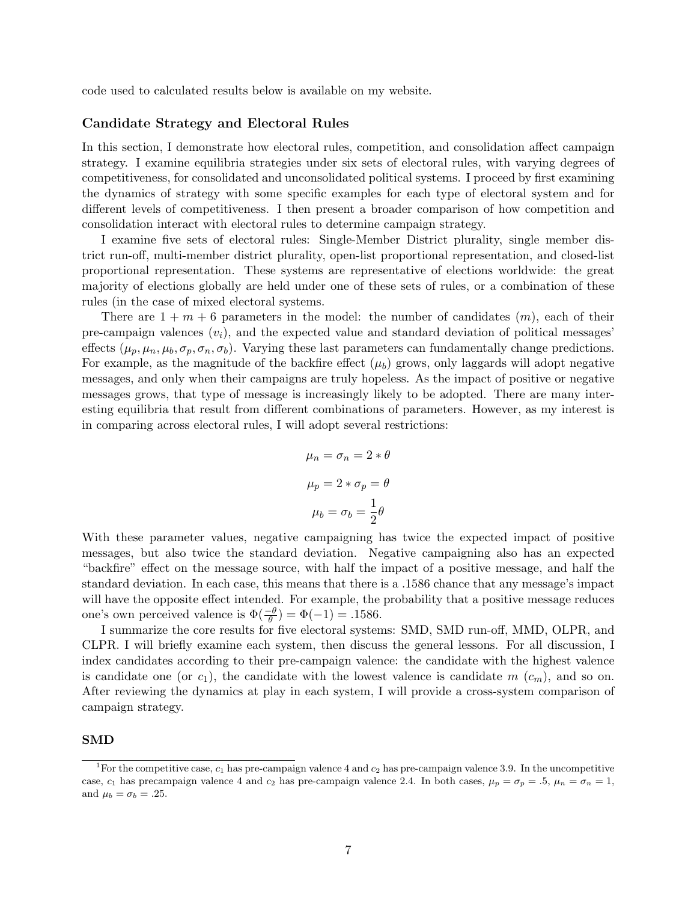code used to calculated results below is available on my website.

### Candidate Strategy and Electoral Rules

In this section, I demonstrate how electoral rules, competition, and consolidation affect campaign strategy. I examine equilibria strategies under six sets of electoral rules, with varying degrees of competitiveness, for consolidated and unconsolidated political systems. I proceed by first examining the dynamics of strategy with some specific examples for each type of electoral system and for different levels of competitiveness. I then present a broader comparison of how competition and consolidation interact with electoral rules to determine campaign strategy.

I examine five sets of electoral rules: Single-Member District plurality, single member district run-off, multi-member district plurality, open-list proportional representation, and closed-list proportional representation. These systems are representative of elections worldwide: the great majority of elections globally are held under one of these sets of rules, or a combination of these rules (in the case of mixed electoral systems.

There are $1 + m + 6$ parameters in the model: the number of candidates ($m$), each of their pre-campaign valences ($v_i$), and the expected value and standard deviation of political messages' effects ($\mu_p, \mu_n, \mu_b, \sigma_p, \sigma_n, \sigma_b$). Varying these last parameters can fundamentally change predictions. For example, as the magnitude of the backfire effect ($\mu_b$) grows, only laggards will adopt negative messages, and only when their campaigns are truly hopeless. As the impact of positive or negative messages grows, that type of message is increasingly likely to be adopted. There are many interesting equilibria that result from different combinations of parameters. However, as my interest is in comparing across electoral rules, I will adopt several restrictions:

$$\mu_n = \sigma_n = 2 * \theta$$

$$\mu_p = 2 * \sigma_p = \theta$$

$$\mu_b = \sigma_b = \frac{1}{2}\theta$$

With these parameter values, negative campaigning has twice the expected impact of positive messages, but also twice the standard deviation. Negative campaigning also has an expected "backfire" effect on the message source, with half the impact of a positive message, and half the standard deviation. In each case, this means that there is a .1586 chance that any message's impact will have the opposite effect intended. For example, the probability that a positive message reduces one's own perceived valence is $\Phi(\frac{-\theta}{\theta}) = \Phi(-1) = .1586$.

I summarize the core results for five electoral systems: SMD, SMD run-off, MMD, OLPR, and CLPR. I will briefly examine each system, then discuss the general lessons. For all discussion, I index candidates according to their pre-campaign valence: the candidate with the highest valence is candidate one (or $c_1$), the candidate with the lowest valence is candidate $m$ ($c_m$), and so on. After reviewing the dynamics at play in each system, I will provide a cross-system comparison of campaign strategy.

### SMD

[1] For the competitive case, $c_1$ has pre-campaign valence 4 and $c_2$ has pre-campaign valence 3.9. In the uncompetitive case, $c_1$ has precampaign valence 4 and $c_2$ has pre-campaign valence 2.4. In both cases, $\mu_p = \sigma_p = .5$, $\mu_n = \sigma_n = 1$, and $\mu_b = \sigma_b = .25$.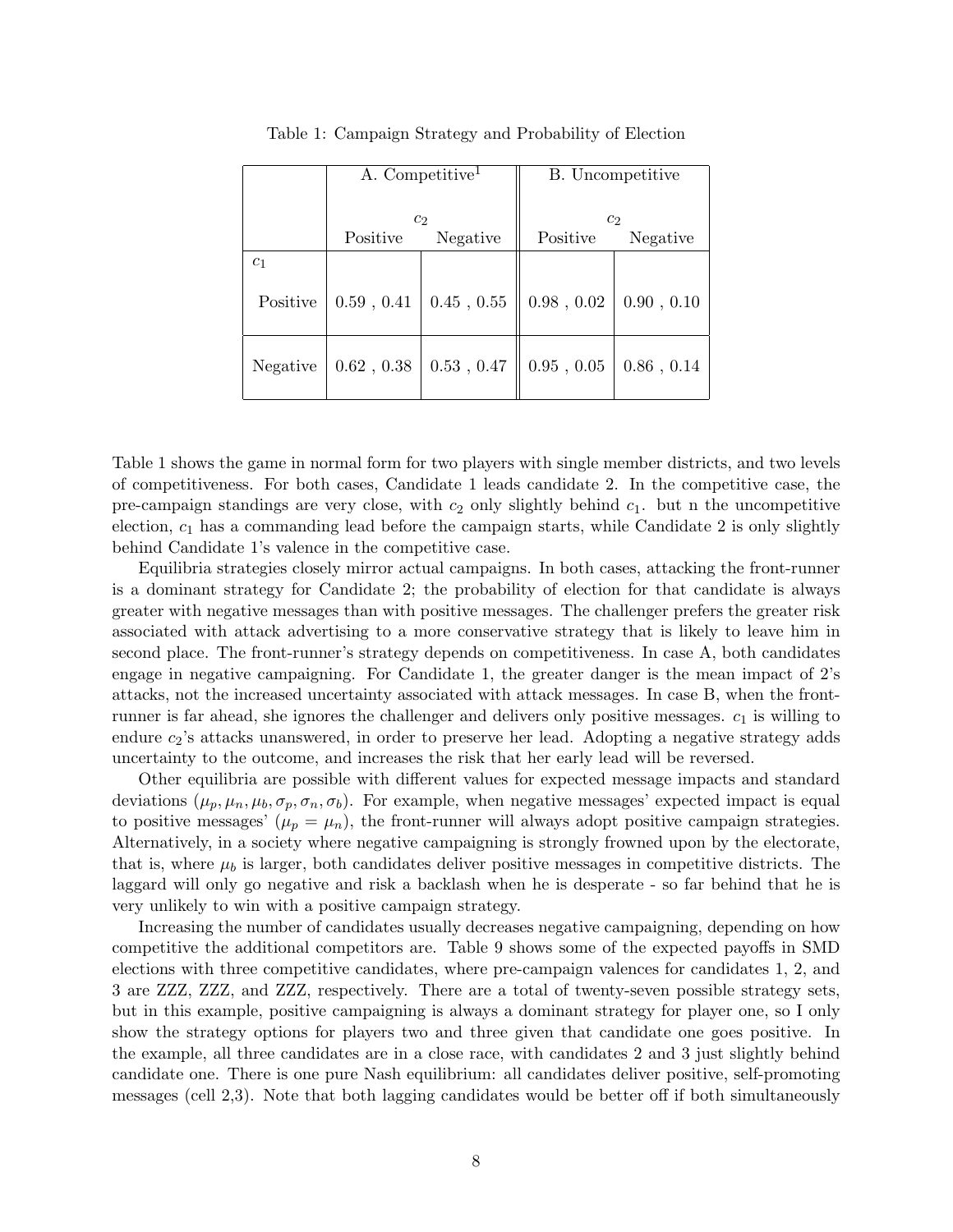Table 1: Campaign Strategy and Probability of Election

| | A. Competitive[1] | | B. Uncompetitive | |
|---|---|---|---|---|
| | $c_2$ | | $c_2$ | |
| | Positive | Negative | Positive | Negative |
| $c_1$ | | | | |
| Positive | 0.59 , 0.41 | 0.45 , 0.55 | 0.98 , 0.02 | 0.90 , 0.10 |
| Negative | 0.62 , 0.38 | 0.53 , 0.47 | 0.95 , 0.05 | 0.86 , 0.14 |

Table 1 shows the game in normal form for two players with single member districts, and two levels of competitiveness. For both cases, Candidate 1 leads candidate 2. In the competitive case, the pre-campaign standings are very close, with $c_2$ only slightly behind $c_1$. but n the uncompetitive election, $c_1$ has a commanding lead before the campaign starts, while Candidate 2 is only slightly behind Candidate 1's valence in the competitive case.

Equilibria strategies closely mirror actual campaigns. In both cases, attacking the front-runner is a dominant strategy for Candidate 2; the probability of election for that candidate is always greater with negative messages than with positive messages. The challenger prefers the greater risk associated with attack advertising to a more conservative strategy that is likely to leave him in second place. The front-runner's strategy depends on competitiveness. In case A, both candidates engage in negative campaigning. For Candidate 1, the greater danger is the mean impact of 2's attacks, not the increased uncertainty associated with attack messages. In case B, when the front-runner is far ahead, she ignores the challenger and delivers only positive messages. $c_1$ is willing to endure $c_2$'s attacks unanswered, in order to preserve her lead. Adopting a negative strategy adds uncertainty to the outcome, and increases the risk that her early lead will be reversed.

Other equilibria are possible with different values for expected message impacts and standard deviations ($\mu_p, \mu_n, \mu_b, \sigma_p, \sigma_n, \sigma_b$). For example, when negative messages' expected impact is equal to positive messages' ($\mu_p = \mu_n$), the front-runner will always adopt positive campaign strategies. Alternatively, in a society where negative campaigning is strongly frowned upon by the electorate, that is, where $\mu_b$ is larger, both candidates deliver positive messages in competitive districts. The laggard will only go negative and risk a backlash when he is desperate - so far behind that he is very unlikely to win with a positive campaign strategy.

Increasing the number of candidates usually decreases negative campaigning, depending on how competitive the additional competitors are. Table 9 shows some of the expected payoffs in SMD elections with three competitive candidates, where pre-campaign valences for candidates 1, 2, and 3 are ZZZ, ZZZ, and ZZZ, respectively. There are a total of twenty-seven possible strategy sets, but in this example, positive campaigning is always a dominant strategy for player one, so I only show the strategy options for players two and three given that candidate one goes positive. In the example, all three candidates are in a close race, with candidates 2 and 3 just slightly behind candidate one. There is one pure Nash equilibrium: all candidates deliver positive, self-promoting messages (cell 2,3). Note that both lagging candidates would be better off if both simultaneously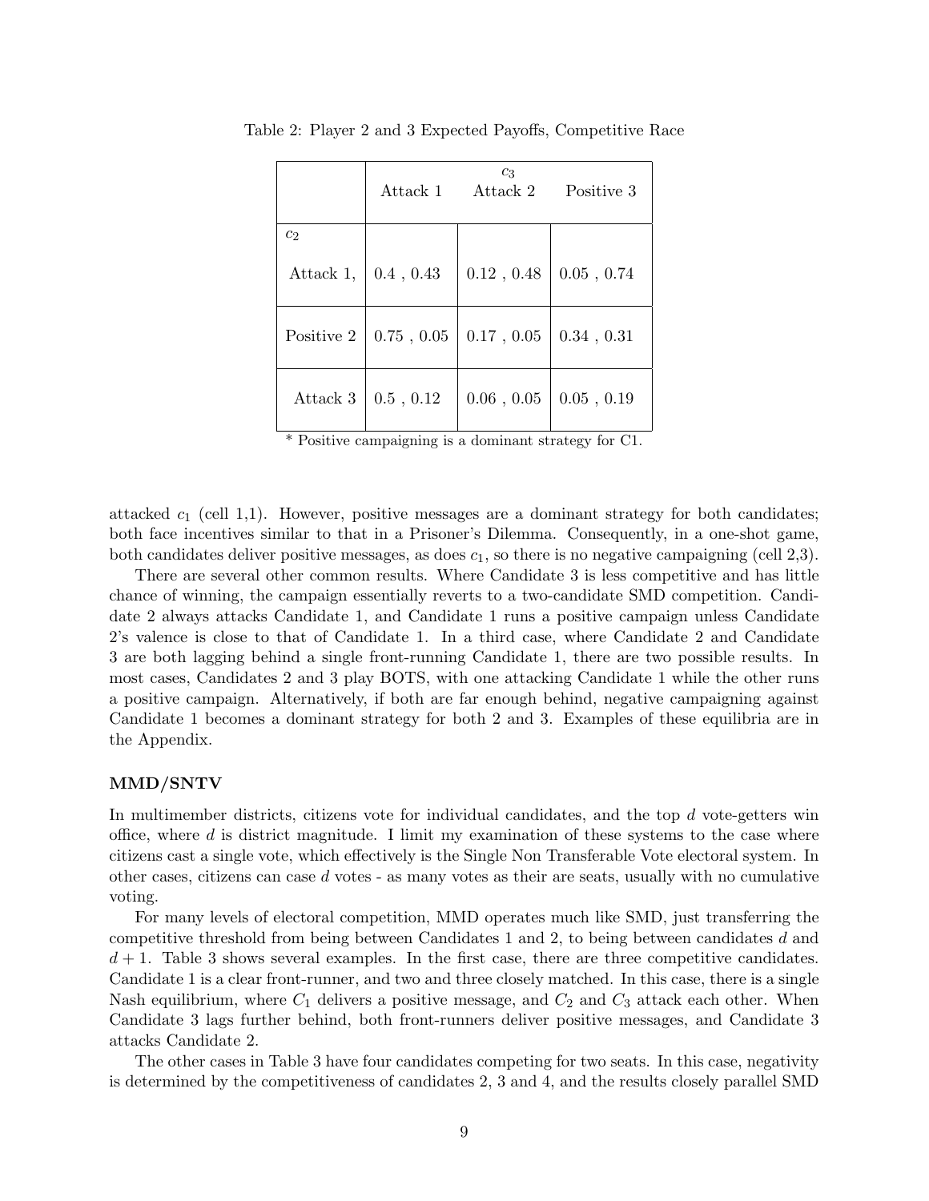Table 2: Player 2 and 3 Expected Payoffs, Competitive Race

| | $c_3$ Attack 1 | Attack 2 | Positive 3 |
|---|---|---|---|
| $c_2$ | | | |
| Attack 1, | 0.4 , 0.43 | 0.12 , 0.48 | 0.05 , 0.74 |
| Positive 2 | 0.75 , 0.05 | 0.17 , 0.05 | 0.34 , 0.31 |
| Attack 3 | 0.5 , 0.12 | 0.06 , 0.05 | 0.05 , 0.19 |

* Positive campaigning is a dominant strategy for C1.

attacked $c_1$ (cell 1,1). However, positive messages are a dominant strategy for both candidates; both face incentives similar to that in a Prisoner's Dilemma. Consequently, in a one-shot game, both candidates deliver positive messages, as does $c_1$, so there is no negative campaigning (cell 2,3).

There are several other common results. Where Candidate 3 is less competitive and has little chance of winning, the campaign essentially reverts to a two-candidate SMD competition. Candidate 2 always attacks Candidate 1, and Candidate 1 runs a positive campaign unless Candidate 2's valence is close to that of Candidate 1. In a third case, where Candidate 2 and Candidate 3 are both lagging behind a single front-running Candidate 1, there are two possible results. In most cases, Candidates 2 and 3 play BOTS, with one attacking Candidate 1 while the other runs a positive campaign. Alternatively, if both are far enough behind, negative campaigning against Candidate 1 becomes a dominant strategy for both 2 and 3. Examples of these equilibria are in the Appendix.

**MMD/SNTV**

In multimember districts, citizens vote for individual candidates, and the top $d$ vote-getters win office, where $d$ is district magnitude. I limit my examination of these systems to the case where citizens cast a single vote, which effectively is the Single Non Transferable Vote electoral system. In other cases, citizens can case $d$ votes - as many votes as their are seats, usually with no cumulative voting.

For many levels of electoral competition, MMD operates much like SMD, just transferring the competitive threshold from being between Candidates 1 and 2, to being between candidates $d$ and $d+1$. Table 3 shows several examples. In the first case, there are three competitive candidates. Candidate 1 is a clear front-runner, and two and three closely matched. In this case, there is a single Nash equilibrium, where $C_1$ delivers a positive message, and $C_2$ and $C_3$ attack each other. When Candidate 3 lags further behind, both front-runners deliver positive messages, and Candidate 3 attacks Candidate 2.

The other cases in Table 3 have four candidates competing for two seats. In this case, negativity is determined by the competitiveness of candidates 2, 3 and 4, and the results closely parallel SMD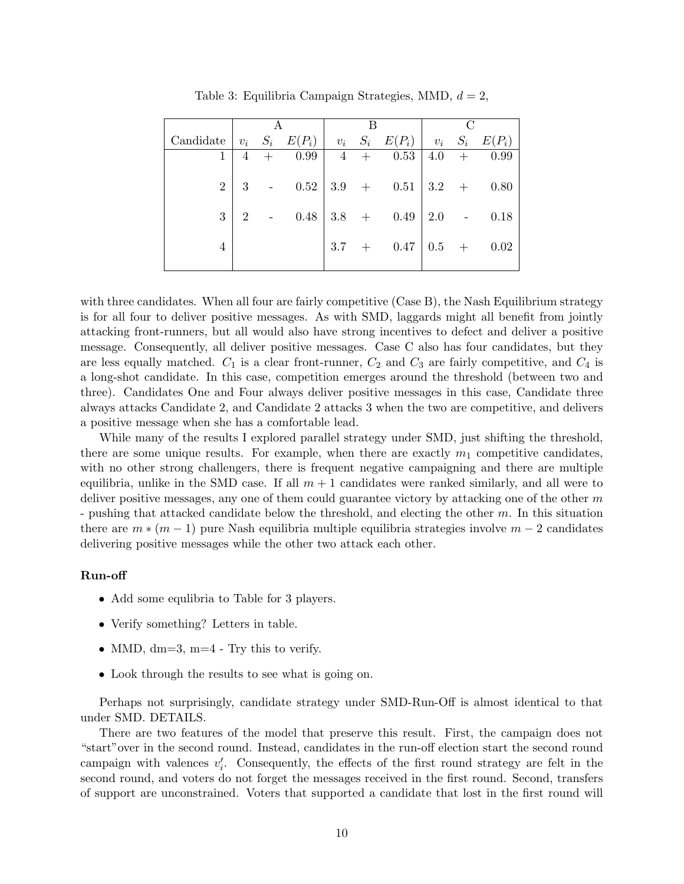Table 3: Equilibria Campaign Strategies, MMD, $d = 2$,

| | A | | | B | | | C | | |
|---|---|---|---|---|---|---|---|---|---|
| Candidate | $v_i$ | $S_i$ | $E(P_i)$ | $v_i$ | $S_i$ | $E(P_i)$ | $v_i$ | $S_i$ | $E(P_i)$ |
| 1 | 4 | + | 0.99 | 4 | + | 0.53 | 4.0 | + | 0.99 |
| 2 | 3 | - | 0.52 | 3.9 | + | 0.51 | 3.2 | + | 0.80 |
| 3 | 2 | - | 0.48 | 3.8 | + | 0.49 | 2.0 | - | 0.18 |
| 4 | | | | 3.7 | + | 0.47 | 0.5 | + | 0.02 |

with three candidates. When all four are fairly competitive (Case B), the Nash Equilibrium strategy is for all four to deliver positive messages. As with SMD, laggards might all benefit from jointly attacking front-runners, but all would also have strong incentives to defect and deliver a positive message. Consequently, all deliver positive messages. Case C also has four candidates, but they are less equally matched. $C_1$ is a clear front-runner, $C_2$ and $C_3$ are fairly competitive, and $C_4$ is a long-shot candidate. In this case, competition emerges around the threshold (between two and three). Candidates One and Four always deliver positive messages in this case, Candidate three always attacks Candidate 2, and Candidate 2 attacks 3 when the two are competitive, and delivers a positive message when she has a comfortable lead.

While many of the results I explored parallel strategy under SMD, just shifting the threshold, there are some unique results. For example, when there are exactly $m_1$ competitive candidates, with no other strong challengers, there is frequent negative campaigning and there are multiple equilibria, unlike in the SMD case. If all $m + 1$ candidates were ranked similarly, and all were to deliver positive messages, any one of them could guarantee victory by attacking one of the other $m$ - pushing that attacked candidate below the threshold, and electing the other $m$. In this situation there are $m * (m - 1)$ pure Nash equilibria multiple equilibria strategies involve $m - 2$ candidates delivering positive messages while the other two attack each other.

**Run-off**

- Add some equlibria to Table for 3 players.
- Verify something? Letters in table.
- MMD, dm=3, m=4 - Try this to verify.
- Look through the results to see what is going on.

Perhaps not surprisingly, candidate strategy under SMD-Run-Off is almost identical to that under SMD. DETAILS.

There are two features of the model that preserve this result. First, the campaign does not "start"over in the second round. Instead, candidates in the run-off election start the second round campaign with valences $v_i'$. Consequently, the effects of the first round strategy are felt in the second round, and voters do not forget the messages received in the first round. Second, transfers of support are unconstrained. Voters that supported a candidate that lost in the first round will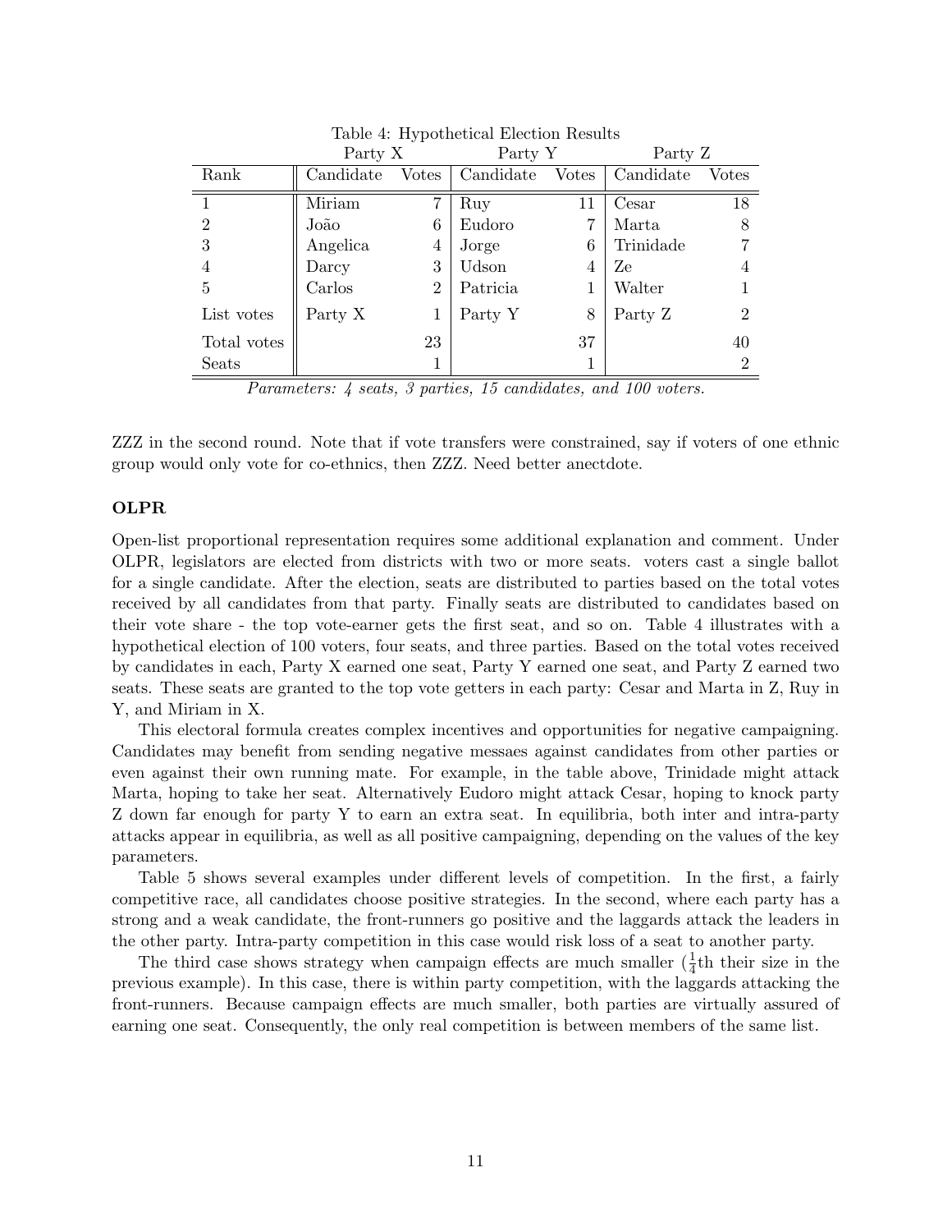Table 4: Hypothetical Election Results

| | Party X | | Party Y | | Party Z | |
|---|---|---|---|---|---|---|
| Rank | Candidate | Votes | Candidate | Votes | Candidate | Votes |
| 1 | Miriam | 7 | Ruy | 11 | Cesar | 18 |
| 2 | João | 6 | Eudoro | 7 | Marta | 8 |
| 3 | Angelica | 4 | Jorge | 6 | Trinidade | 7 |
| 4 | Darcy | 3 | Udson | 4 | Ze | 4 |
| 5 | Carlos | 2 | Patricia | 1 | Walter | 1 |
| List votes | Party X | 1 | Party Y | 8 | Party Z | 2 |
| Total votes | | 23 | | 37 | | 40 |
| Seats | | 1 | | 1 | | 2 |

*Parameters: 4 seats, 3 parties, 15 candidates, and 100 voters.*

ZZZ in the second round. Note that if vote transfers were constrained, say if voters of one ethnic group would only vote for co-ethnics, then ZZZ. Need better anectdote.

**OLPR**

Open-list proportional representation requires some additional explanation and comment. Under OLPR, legislators are elected from districts with two or more seats. voters cast a single ballot for a single candidate. After the election, seats are distributed to parties based on the total votes received by all candidates from that party. Finally seats are distributed to candidates based on their vote share - the top vote-earner gets the first seat, and so on. Table 4 illustrates with a hypothetical election of 100 voters, four seats, and three parties. Based on the total votes received by candidates in each, Party X earned one seat, Party Y earned one seat, and Party Z earned two seats. These seats are granted to the top vote getters in each party: Cesar and Marta in Z, Ruy in Y, and Miriam in X.

This electoral formula creates complex incentives and opportunities for negative campaigning. Candidates may benefit from sending negative messaes against candidates from other parties or even against their own running mate. For example, in the table above, Trinidade might attack Marta, hoping to take her seat. Alternatively Eudoro might attack Cesar, hoping to knock party Z down far enough for party Y to earn an extra seat. In equilibria, both inter and intra-party attacks appear in equilibria, as well as all positive campaigning, depending on the values of the key parameters.

Table 5 shows several examples under different levels of competition. In the first, a fairly competitive race, all candidates choose positive strategies. In the second, where each party has a strong and a weak candidate, the front-runners go positive and the laggards attack the leaders in the other party. Intra-party competition in this case would risk loss of a seat to another party.

The third case shows strategy when campaign effects are much smaller ($\frac{1}{4}$th their size in the previous example). In this case, there is within party competition, with the laggards attacking the front-runners. Because campaign effects are much smaller, both parties are virtually assured of earning one seat. Consequently, the only real competition is between members of the same list.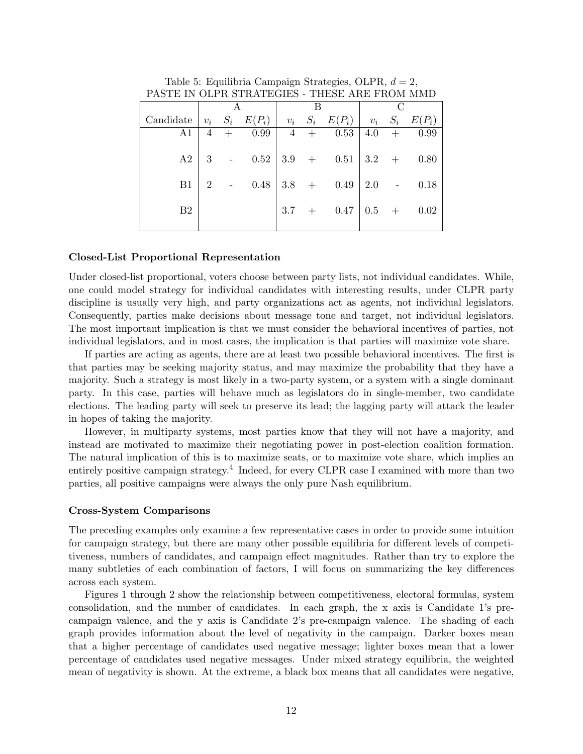Table 5: Equilibria Campaign Strategies, OLPR, $d = 2$, PASTE IN OLPR STRATEGIES - THESE ARE FROM MMD

| | A | | | B | | | C | | |
|---|---|---|---|---|---|---|---|---|---|
| Candidate | $v_i$ | $S_i$ | $E(P_i)$ | $v_i$ | $S_i$ | $E(P_i)$ | $v_i$ | $S_i$ | $E(P_i)$ |
| A1 | 4 | + | 0.99 | 4 | + | 0.53 | 4.0 | + | 0.99 |
| A2 | 3 | - | 0.52 | 3.9 | + | 0.51 | 3.2 | + | 0.80 |
| B1 | 2 | - | 0.48 | 3.8 | + | 0.49 | 2.0 | - | 0.18 |
| B2 | | | | 3.7 | + | 0.47 | 0.5 | + | 0.02 |

**Closed-List Proportional Representation**

Under closed-list proportional, voters choose between party lists, not individual candidates. While, one could model strategy for individual candidates with interesting results, under CLPR party discipline is usually very high, and party organizations act as agents, not individual legislators. Consequently, parties make decisions about message tone and target, not individual legislators. The most important implication is that we must consider the behavioral incentives of parties, not individual legislators, and in most cases, the implication is that parties will maximize vote share.

If parties are acting as agents, there are at least two possible behavioral incentives. The first is that parties may be seeking majority status, and may maximize the probability that they have a majority. Such a strategy is most likely in a two-party system, or a system with a single dominant party. In this case, parties will behave much as legislators do in single-member, two candidate elections. The leading party will seek to preserve its lead; the lagging party will attack the leader in hopes of taking the majority.

However, in multiparty systems, most parties know that they will not have a majority, and instead are motivated to maximize their negotiating power in post-election coalition formation. The natural implication of this is to maximize seats, or to maximize vote share, which implies an entirely positive campaign strategy.[4] Indeed, for every CLPR case I examined with more than two parties, all positive campaigns were always the only pure Nash equilibrium.

**Cross-System Comparisons**

The preceding examples only examine a few representative cases in order to provide some intuition for campaign strategy, but there are many other possible equilibria for different levels of competitiveness, numbers of candidates, and campaign effect magnitudes. Rather than try to explore the many subtleties of each combination of factors, I will focus on summarizing the key differences across each system.

Figures 1 through 2 show the relationship between competitiveness, electoral formulas, system consolidation, and the number of candidates. In each graph, the x axis is Candidate 1's pre-campaign valence, and the y axis is Candidate 2's pre-campaign valence. The shading of each graph provides information about the level of negativity in the campaign. Darker boxes mean that a higher percentage of candidates used negative message; lighter boxes mean that a lower percentage of candidates used negative messages. Under mixed strategy equilibria, the weighted mean of negativity is shown. At the extreme, a black box means that all candidates were negative,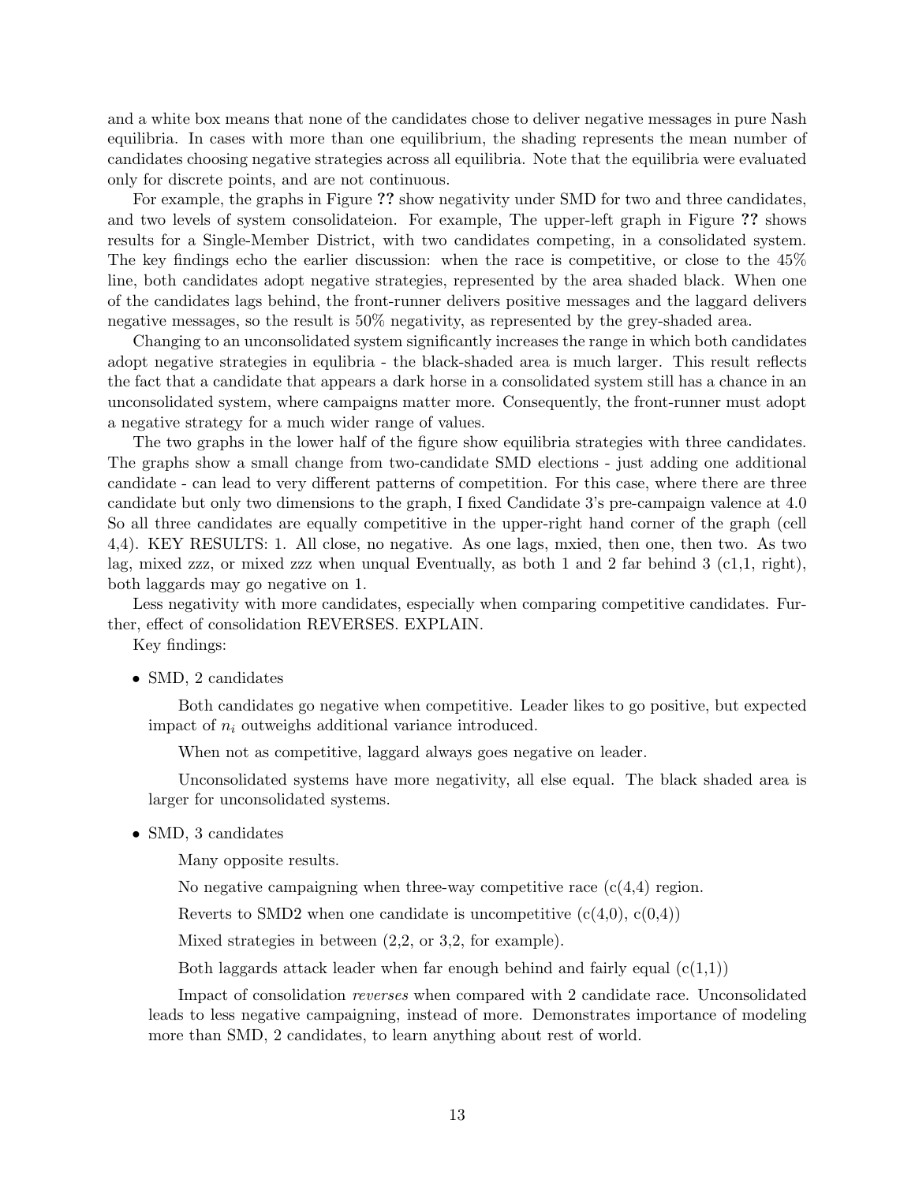and a white box means that none of the candidates chose to deliver negative messages in pure Nash equilibria. In cases with more than one equilibrium, the shading represents the mean number of candidates choosing negative strategies across all equilibria. Note that the equilibria were evaluated only for discrete points, and are not continuous.

For example, the graphs in Figure ?? show negativity under SMD for two and three candidates, and two levels of system consolidateion. For example, The upper-left graph in Figure ?? shows results for a Single-Member District, with two candidates competing, in a consolidated system. The key findings echo the earlier discussion: when the race is competitive, or close to the 45% line, both candidates adopt negative strategies, represented by the area shaded black. When one of the candidates lags behind, the front-runner delivers positive messages and the laggard delivers negative messages, so the result is 50% negativity, as represented by the grey-shaded area.

Changing to an unconsolidated system significantly increases the range in which both candidates adopt negative strategies in equlibria - the black-shaded area is much larger. This result reflects the fact that a candidate that appears a dark horse in a consolidated system still has a chance in an unconsolidated system, where campaigns matter more. Consequently, the front-runner must adopt a negative strategy for a much wider range of values.

The two graphs in the lower half of the figure show equilibria strategies with three candidates. The graphs show a small change from two-candidate SMD elections - just adding one additional candidate - can lead to very different patterns of competition. For this case, where there are three candidate but only two dimensions to the graph, I fixed Candidate 3's pre-campaign valence at 4.0 So all three candidates are equally competitive in the upper-right hand corner of the graph (cell 4,4). KEY RESULTS: 1. All close, no negative. As one lags, mxied, then one, then two. As two lag, mixed zzz, or mixed zzz when unqual Eventually, as both 1 and 2 far behind 3 (c1,1, right), both laggards may go negative on 1.

Less negativity with more candidates, especially when comparing competitive candidates. Further, effect of consolidation REVERSES. EXPLAIN.

Key findings:

- SMD, 2 candidates

  Both candidates go negative when competitive. Leader likes to go positive, but expected impact of $n_i$ outweighs additional variance introduced.

  When not as competitive, laggard always goes negative on leader.

  Unconsolidated systems have more negativity, all else equal. The black shaded area is larger for unconsolidated systems.

- SMD, 3 candidates

  Many opposite results.

  No negative campaigning when three-way competitive race (c(4,4) region.

  Reverts to SMD2 when one candidate is uncompetitive (c(4,0), c(0,4))

  Mixed strategies in between (2,2, or 3,2, for example).

  Both laggards attack leader when far enough behind and fairly equal (c(1,1))

  Impact of consolidation *reverses* when compared with 2 candidate race. Unconsolidated leads to less negative campaigning, instead of more. Demonstrates importance of modeling more than SMD, 2 candidates, to learn anything about rest of world.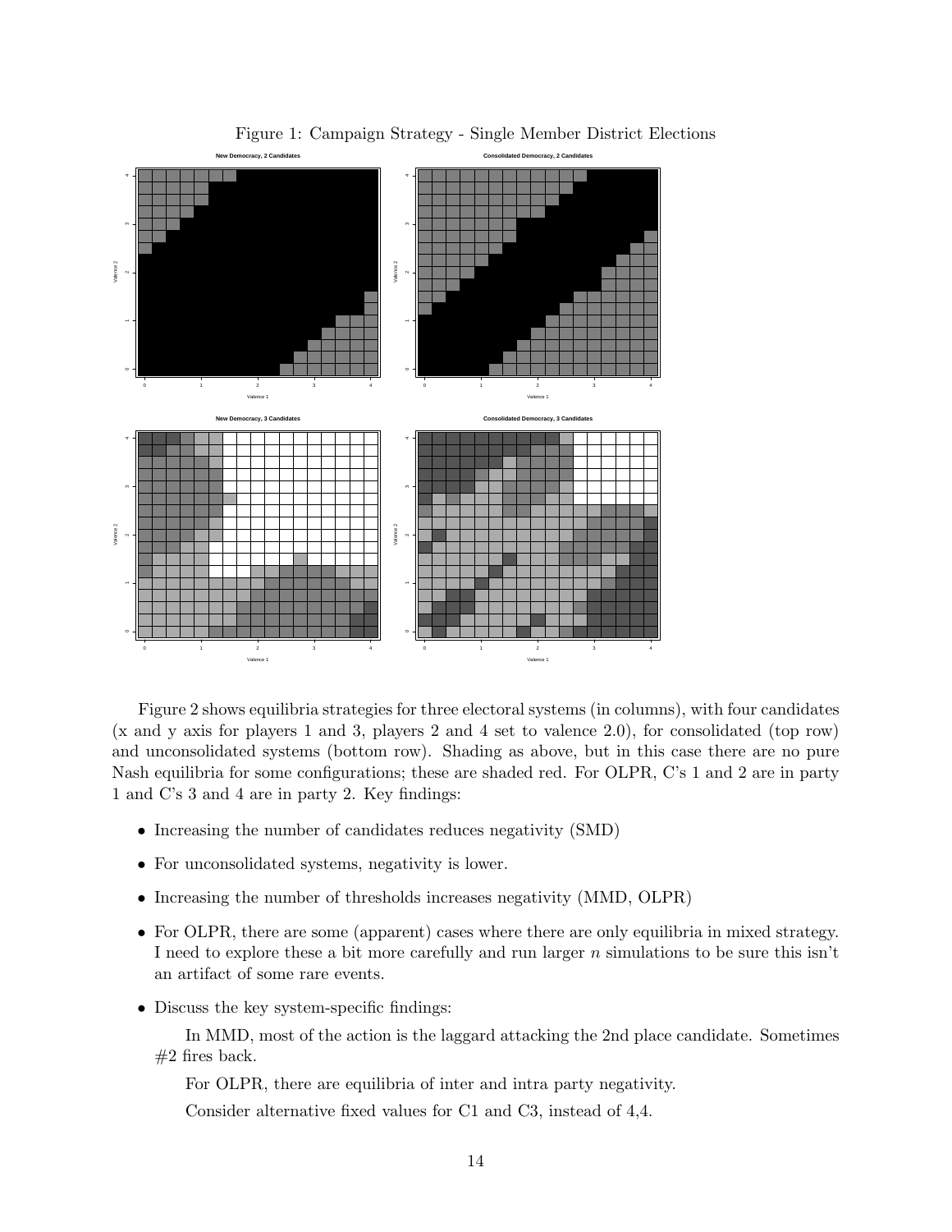Figure 1: Campaign Strategy - Single Member District Elections

Figure 2 shows equilibria strategies for three electoral systems (in columns), with four candidates (x and y axis for players 1 and 3, players 2 and 4 set to valence 2.0), for consolidated (top row) and unconsolidated systems (bottom row). Shading as above, but in this case there are no pure Nash equilibria for some configurations; these are shaded red. For OLPR, C's 1 and 2 are in party 1 and C's 3 and 4 are in party 2. Key findings:

- Increasing the number of candidates reduces negativity (SMD)
- For unconsolidated systems, negativity is lower.
- Increasing the number of thresholds increases negativity (MMD, OLPR)
- For OLPR, there are some (apparent) cases where there are only equilibria in mixed strategy. I need to explore these a bit more carefully and run larger $n$ simulations to be sure this isn't an artifact of some rare events.
- Discuss the key system-specific findings:

  In MMD, most of the action is the laggard attacking the 2nd place candidate. Sometimes #2 fires back.

  For OLPR, there are equilibria of inter and intra party negativity.

  Consider alternative fixed values for C1 and C3, instead of 4,4.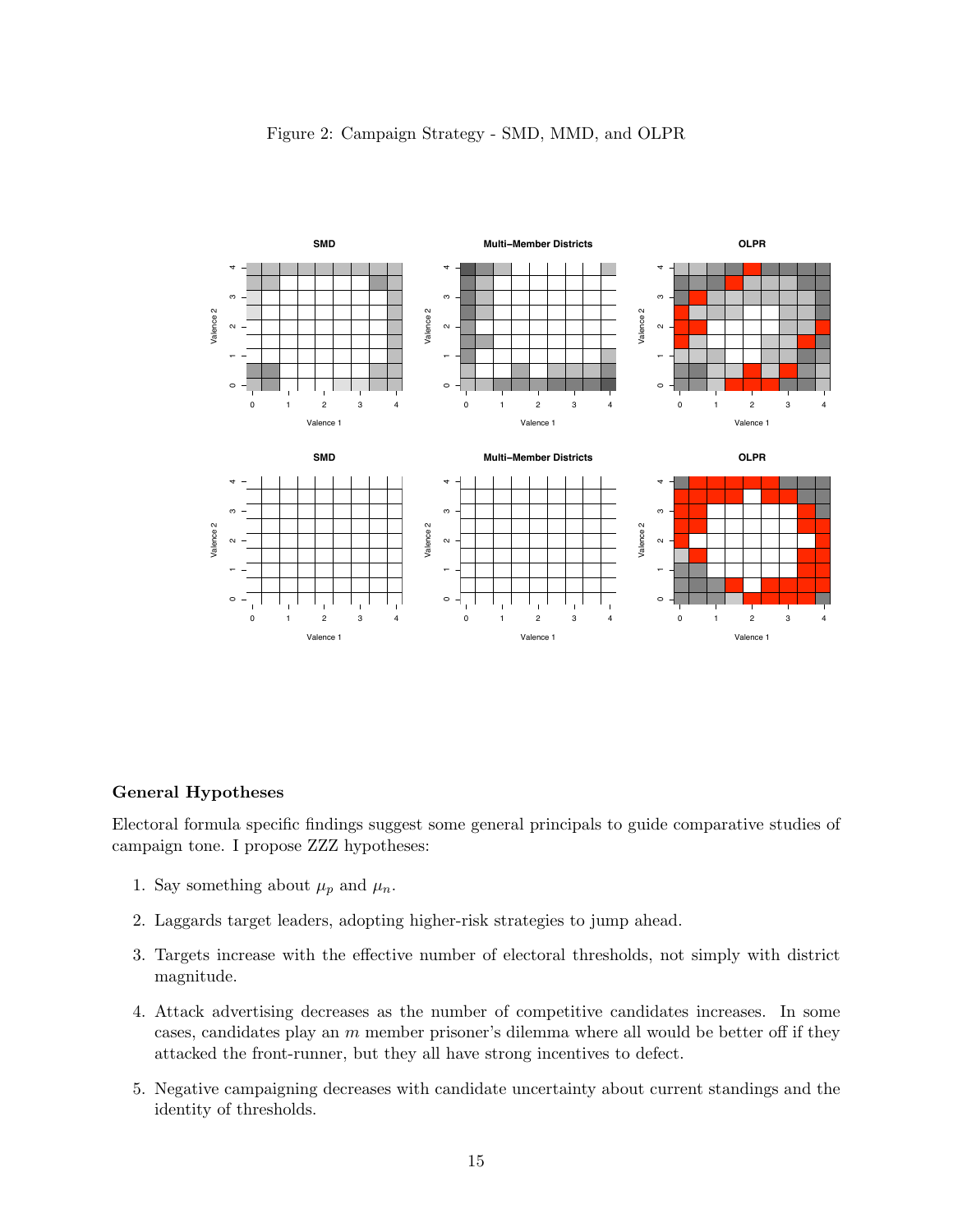Figure 2: Campaign Strategy - SMD, MMD, and OLPR

## General Hypotheses

Electoral formula specific findings suggest some general principals to guide comparative studies of campaign tone. I propose ZZZ hypotheses:

1. Say something about $\mu_p$ and $\mu_n$.
2. Laggards target leaders, adopting higher-risk strategies to jump ahead.
3. Targets increase with the effective number of electoral thresholds, not simply with district magnitude.
4. Attack advertising decreases as the number of competitive candidates increases. In some cases, candidates play an $m$ member prisoner's dilemma where all would be better off if they attacked the front-runner, but they all have strong incentives to defect.
5. Negative campaigning decreases with candidate uncertainty about current standings and the identity of thresholds.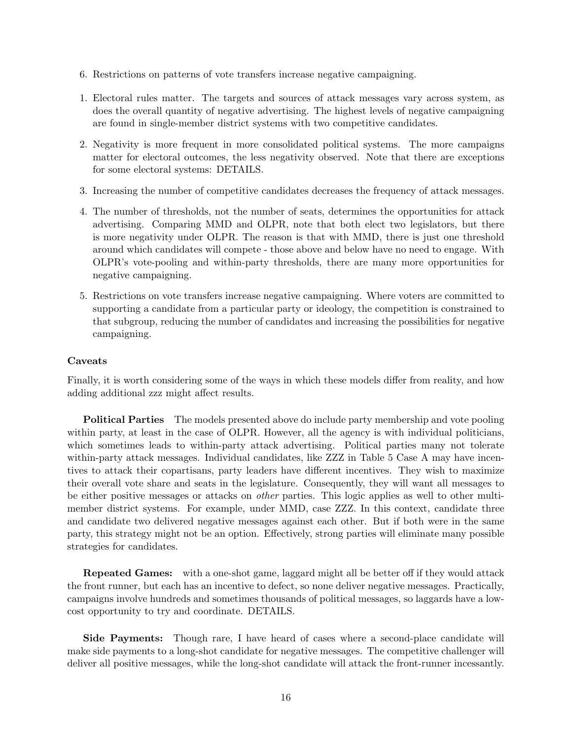6. Restrictions on patterns of vote transfers increase negative campaigning.

1. Electoral rules matter. The targets and sources of attack messages vary across system, as does the overall quantity of negative advertising. The highest levels of negative campaigning are found in single-member district systems with two competitive candidates.

2. Negativity is more frequent in more consolidated political systems. The more campaigns matter for electoral outcomes, the less negativity observed. Note that there are exceptions for some electoral systems: DETAILS.

3. Increasing the number of competitive candidates decreases the frequency of attack messages.

4. The number of thresholds, not the number of seats, determines the opportunities for attack advertising. Comparing MMD and OLPR, note that both elect two legislators, but there is more negativity under OLPR. The reason is that with MMD, there is just one threshold around which candidates will compete - those above and below have no need to engage. With OLPR's vote-pooling and within-party thresholds, there are many more opportunities for negative campaigning.

5. Restrictions on vote transfers increase negative campaigning. Where voters are committed to supporting a candidate from a particular party or ideology, the competition is constrained to that subgroup, reducing the number of candidates and increasing the possibilities for negative campaigning.

### Caveats

Finally, it is worth considering some of the ways in which these models differ from reality, and how adding additional zzz might affect results.

**Political Parties** The models presented above do include party membership and vote pooling within party, at least in the case of OLPR. However, all the agency is with individual politicians, which sometimes leads to within-party attack advertising. Political parties many not tolerate within-party attack messages. Individual candidates, like ZZZ in Table 5 Case A may have incentives to attack their copartisans, party leaders have different incentives. They wish to maximize their overall vote share and seats in the legislature. Consequently, they will want all messages to be either positive messages or attacks on *other* parties. This logic applies as well to other multi-member district systems. For example, under MMD, case ZZZ. In this context, candidate three and candidate two delivered negative messages against each other. But if both were in the same party, this strategy might not be an option. Effectively, strong parties will eliminate many possible strategies for candidates.

**Repeated Games:** with a one-shot game, laggard might all be better off if they would attack the front runner, but each has an incentive to defect, so none deliver negative messages. Practically, campaigns involve hundreds and sometimes thousands of political messages, so laggards have a low-cost opportunity to try and coordinate. DETAILS.

**Side Payments:** Though rare, I have heard of cases where a second-place candidate will make side payments to a long-shot candidate for negative messages. The competitive challenger will deliver all positive messages, while the long-shot candidate will attack the front-runner incessantly.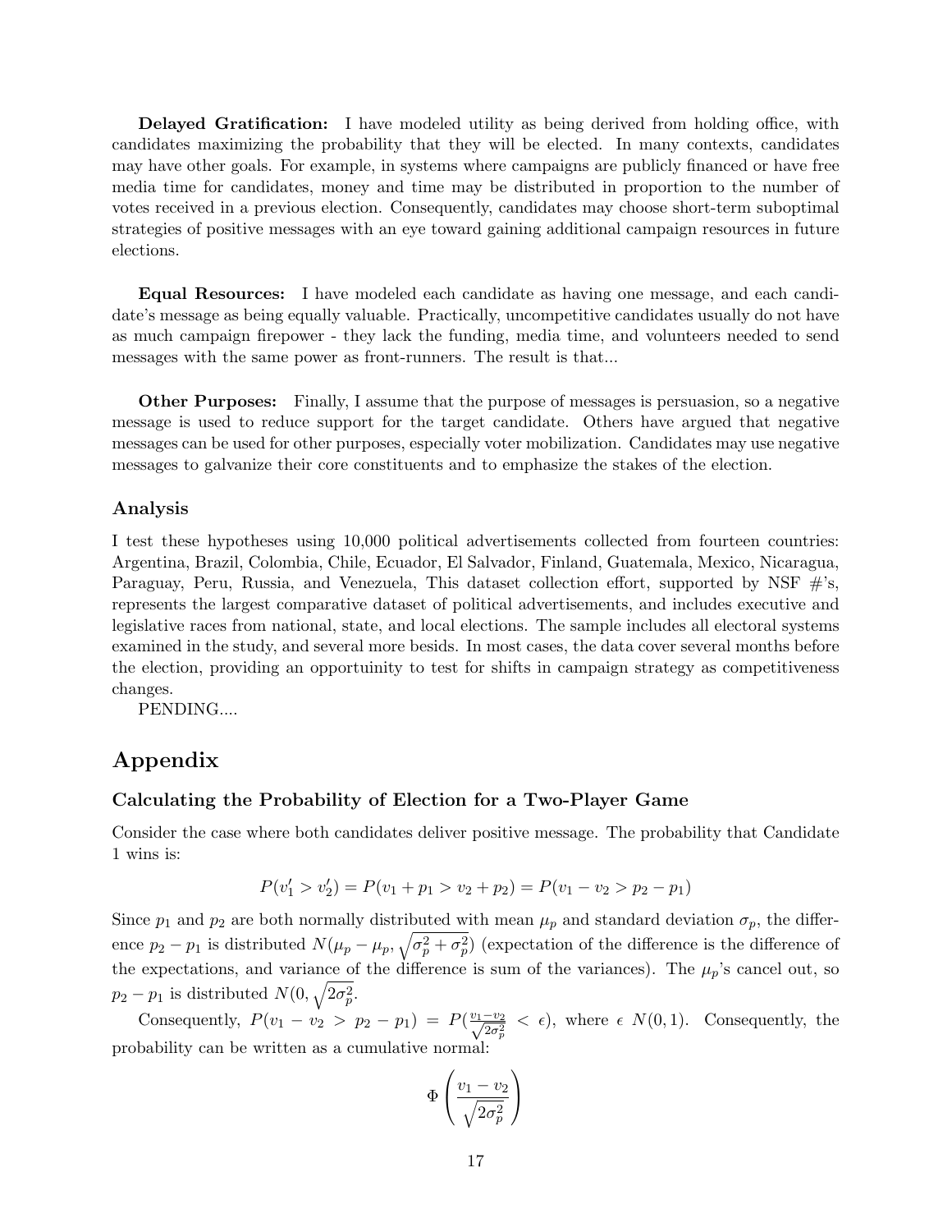**Delayed Gratification:** I have modeled utility as being derived from holding office, with candidates maximizing the probability that they will be elected. In many contexts, candidates may have other goals. For example, in systems where campaigns are publicly financed or have free media time for candidates, money and time may be distributed in proportion to the number of votes received in a previous election. Consequently, candidates may choose short-term suboptimal strategies of positive messages with an eye toward gaining additional campaign resources in future elections.

**Equal Resources:** I have modeled each candidate as having one message, and each candidate's message as being equally valuable. Practically, uncompetitive candidates usually do not have as much campaign firepower - they lack the funding, media time, and volunteers needed to send messages with the same power as front-runners. The result is that...

**Other Purposes:** Finally, I assume that the purpose of messages is persuasion, so a negative message is used to reduce support for the target candidate. Others have argued that negative messages can be used for other purposes, especially voter mobilization. Candidates may use negative messages to galvanize their core constituents and to emphasize the stakes of the election.

### Analysis

I test these hypotheses using 10,000 political advertisements collected from fourteen countries: Argentina, Brazil, Colombia, Chile, Ecuador, El Salvador, Finland, Guatemala, Mexico, Nicaragua, Paraguay, Peru, Russia, and Venezuela, This dataset collection effort, supported by NSF #'s, represents the largest comparative dataset of political advertisements, and includes executive and legislative races from national, state, and local elections. The sample includes all electoral systems examined in the study, and several more besids. In most cases, the data cover several months before the election, providing an opportuinity to test for shifts in campaign strategy as competitiveness changes.

PENDING....

## Appendix

### Calculating the Probability of Election for a Two-Player Game

Consider the case where both candidates deliver positive message. The probability that Candidate 1 wins is:

$$P(v_1' > v_2') = P(v_1 + p_1 > v_2 + p_2) = P(v_1 - v_2 > p_2 - p_1)$$

Since $p_1$ and $p_2$ are both normally distributed with mean $\mu_p$ and standard deviation $\sigma_p$, the difference $p_2 - p_1$ is distributed $N(\mu_p - \mu_p, \sqrt{\sigma_p^2 + \sigma_p^2})$ (expectation of the difference is the difference of the expectations, and variance of the difference is sum of the variances). The $\mu_p$'s cancel out, so $p_2 - p_1$ is distributed $N(0, \sqrt{2\sigma_p^2}$.

Consequently, $P(v_1 - v_2 > p_2 - p_1) = P(\frac{v_1 - v_2}{\sqrt{2\sigma_p^2}} < \epsilon)$, where $\epsilon$ $N(0,1)$. Consequently, the probability can be written as a cumulative normal:

$$\Phi\left(\frac{v_1 - v_2}{\sqrt{2\sigma_p^2}}\right)$$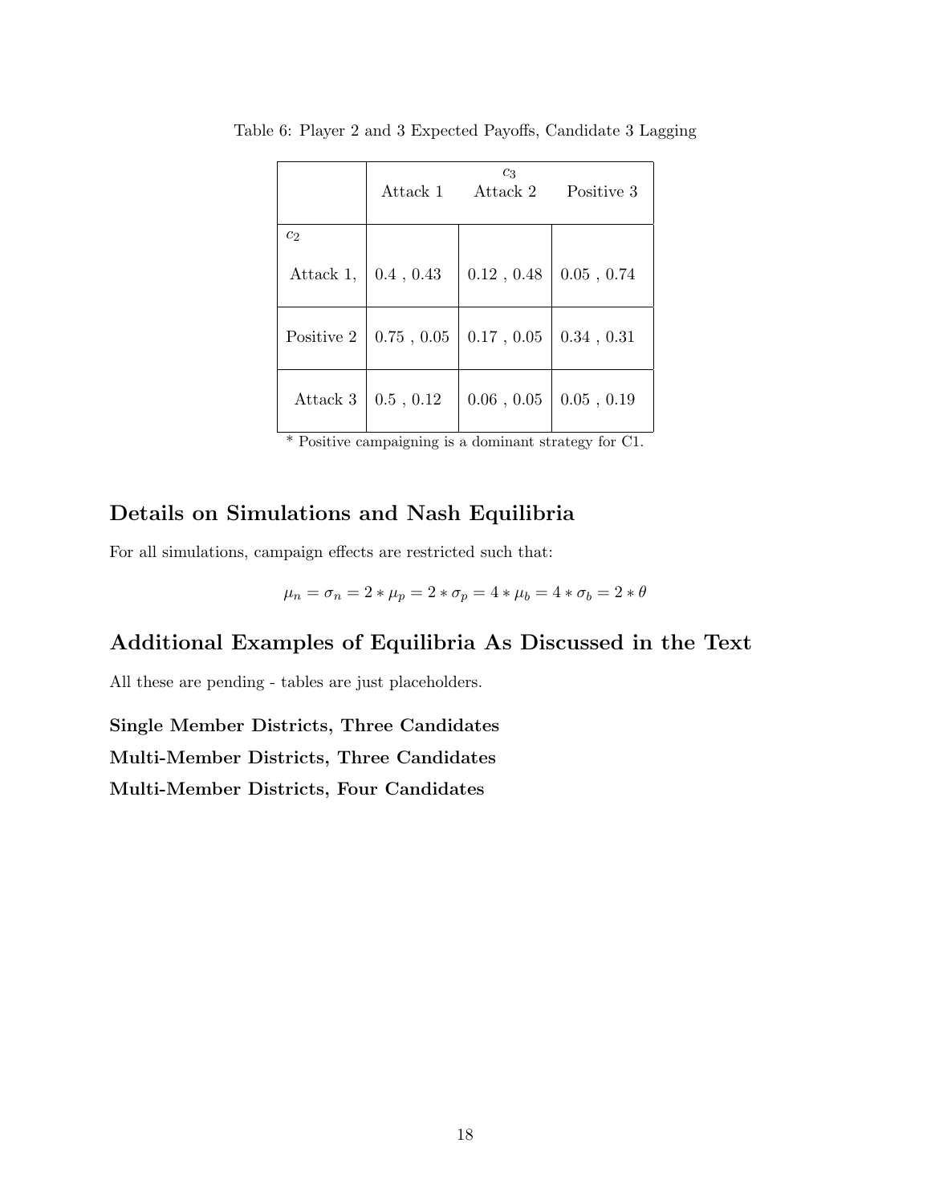Table 6: Player 2 and 3 Expected Payoffs, Candidate 3 Lagging

| | $c_3$ Attack 1 | Attack 2 | Positive 3 |
|---|---|---|---|
| $c_2$ | | | |
| Attack 1, | 0.4 , 0.43 | 0.12 , 0.48 | 0.05 , 0.74 |
| Positive 2 | 0.75 , 0.05 | 0.17 , 0.05 | 0.34 , 0.31 |
| Attack 3 | 0.5 , 0.12 | 0.06 , 0.05 | 0.05 , 0.19 |

* Positive campaigning is a dominant strategy for C1.

## Details on Simulations and Nash Equilibria

For all simulations, campaign effects are restricted such that:

$$\mu_n = \sigma_n = 2 * \mu_p = 2 * \sigma_p = 4 * \mu_b = 4 * \sigma_b = 2 * \theta$$

## Additional Examples of Equilibria As Discussed in the Text

All these are pending - tables are just placeholders.

### Single Member Districts, Three Candidates

### Multi-Member Districts, Three Candidates

### Multi-Member Districts, Four Candidates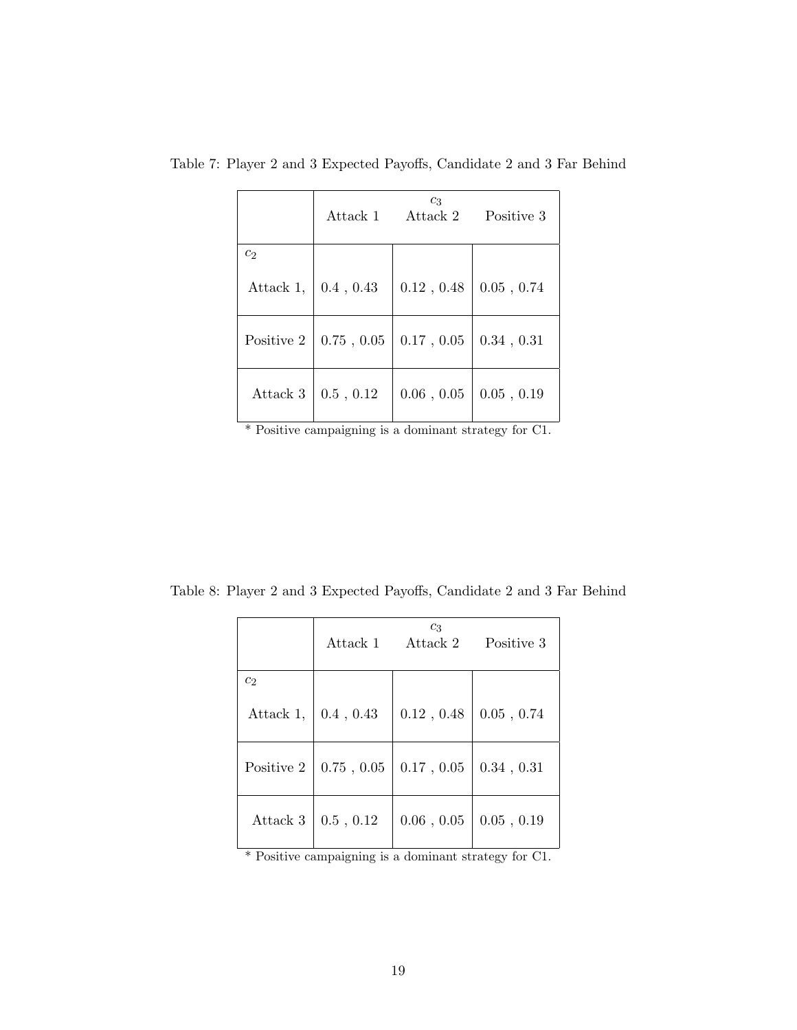Table 7: Player 2 and 3 Expected Payoffs, Candidate 2 and 3 Far Behind

| | $c_3$ Attack 1 | Attack 2 | Positive 3 |
|---|---|---|---|
| $c_2$ | | | |
| Attack 1, | 0.4 , 0.43 | 0.12 , 0.48 | 0.05 , 0.74 |
| Positive 2 | 0.75 , 0.05 | 0.17 , 0.05 | 0.34 , 0.31 |
| Attack 3 | 0.5 , 0.12 | 0.06 , 0.05 | 0.05 , 0.19 |

* Positive campaigning is a dominant strategy for C1.

Table 8: Player 2 and 3 Expected Payoffs, Candidate 2 and 3 Far Behind

| | $c_3$ Attack 1 | Attack 2 | Positive 3 |
|---|---|---|---|
| $c_2$ | | | |
| Attack 1, | 0.4 , 0.43 | 0.12 , 0.48 | 0.05 , 0.74 |
| Positive 2 | 0.75 , 0.05 | 0.17 , 0.05 | 0.34 , 0.31 |
| Attack 3 | 0.5 , 0.12 | 0.06 , 0.05 | 0.05 , 0.19 |

* Positive campaigning is a dominant strategy for C1.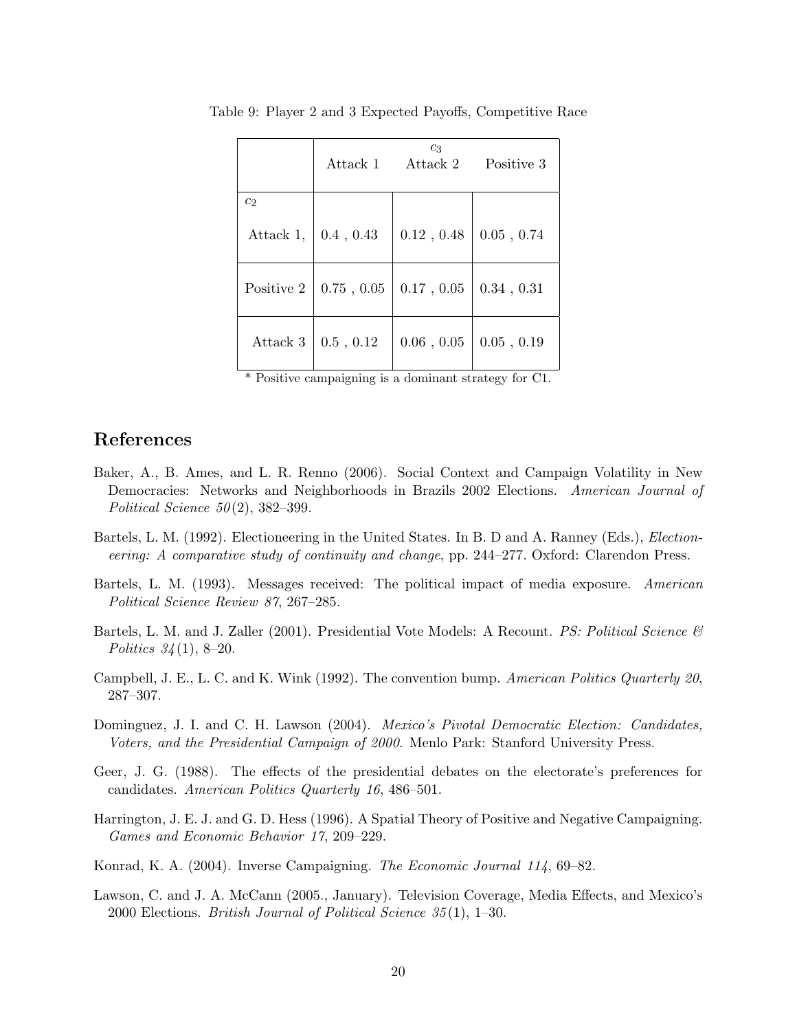Table 9: Player 2 and 3 Expected Payoffs, Competitive Race

| | $c_3$ Attack 1 | Attack 2 | Positive 3 |
|---|---|---|---|
| $c_2$ | | | |
| Attack 1, | 0.4 , 0.43 | 0.12 , 0.48 | 0.05 , 0.74 |
| Positive 2 | 0.75 , 0.05 | 0.17 , 0.05 | 0.34 , 0.31 |
| Attack 3 | 0.5 , 0.12 | 0.06 , 0.05 | 0.05 , 0.19 |

* Positive campaigning is a dominant strategy for C1.

# References

Baker, A., B. Ames, and L. R. Renno (2006). Social Context and Campaign Volatility in New Democracies: Networks and Neighborhoods in Brazils 2002 Elections. *American Journal of Political Science 50*(2), 382–399.

Bartels, L. M. (1992). Electioneering in the United States. In B. D and A. Ranney (Eds.), *Electioneering: A comparative study of continuity and change*, pp. 244–277. Oxford: Clarendon Press.

Bartels, L. M. (1993). Messages received: The political impact of media exposure. *American Political Science Review 87*, 267–285.

Bartels, L. M. and J. Zaller (2001). Presidential Vote Models: A Recount. *PS: Political Science & Politics 34*(1), 8–20.

Campbell, J. E., L. C. and K. Wink (1992). The convention bump. *American Politics Quarterly 20*, 287–307.

Dominguez, J. I. and C. H. Lawson (2004). *Mexico's Pivotal Democratic Election: Candidates, Voters, and the Presidential Campaign of 2000.* Menlo Park: Stanford University Press.

Geer, J. G. (1988). The effects of the presidential debates on the electorate's preferences for candidates. *American Politics Quarterly 16*, 486–501.

Harrington, J. E. J. and G. D. Hess (1996). A Spatial Theory of Positive and Negative Campaigning. *Games and Economic Behavior 17*, 209–229.

Konrad, K. A. (2004). Inverse Campaigning. *The Economic Journal 114*, 69–82.

Lawson, C. and J. A. McCann (2005., January). Television Coverage, Media Effects, and Mexico's 2000 Elections. *British Journal of Political Science 35*(1), 1–30.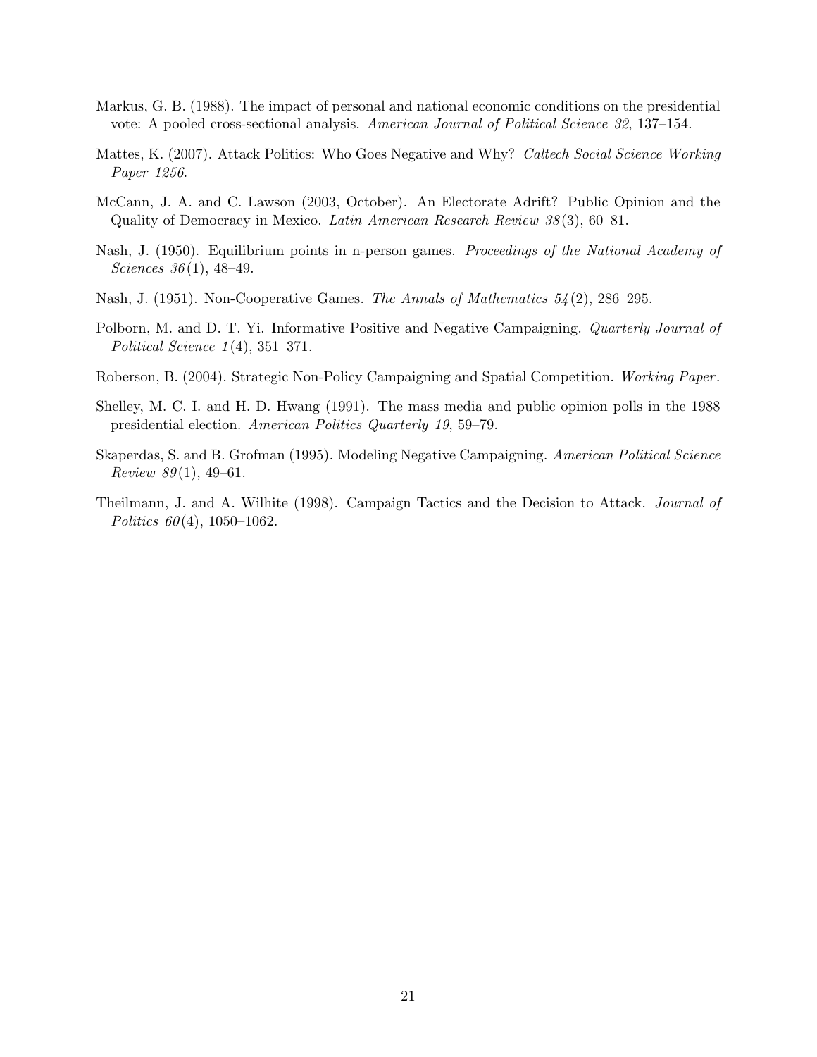Markus, G. B. (1988). The impact of personal and national economic conditions on the presidential vote: A pooled cross-sectional analysis. *American Journal of Political Science 32*, 137–154.

Mattes, K. (2007). Attack Politics: Who Goes Negative and Why? *Caltech Social Science Working Paper 1256*.

McCann, J. A. and C. Lawson (2003, October). An Electorate Adrift? Public Opinion and the Quality of Democracy in Mexico. *Latin American Research Review 38*(3), 60–81.

Nash, J. (1950). Equilibrium points in n-person games. *Proceedings of the National Academy of Sciences 36*(1), 48–49.

Nash, J. (1951). Non-Cooperative Games. *The Annals of Mathematics 54*(2), 286–295.

Polborn, M. and D. T. Yi. Informative Positive and Negative Campaigning. *Quarterly Journal of Political Science 1*(4), 351–371.

Roberson, B. (2004). Strategic Non-Policy Campaigning and Spatial Competition. *Working Paper*.

Shelley, M. C. I. and H. D. Hwang (1991). The mass media and public opinion polls in the 1988 presidential election. *American Politics Quarterly 19*, 59–79.

Skaperdas, S. and B. Grofman (1995). Modeling Negative Campaigning. *American Political Science Review 89*(1), 49–61.

Theilmann, J. and A. Wilhite (1998). Campaign Tactics and the Decision to Attack. *Journal of Politics 60*(4), 1050–1062.